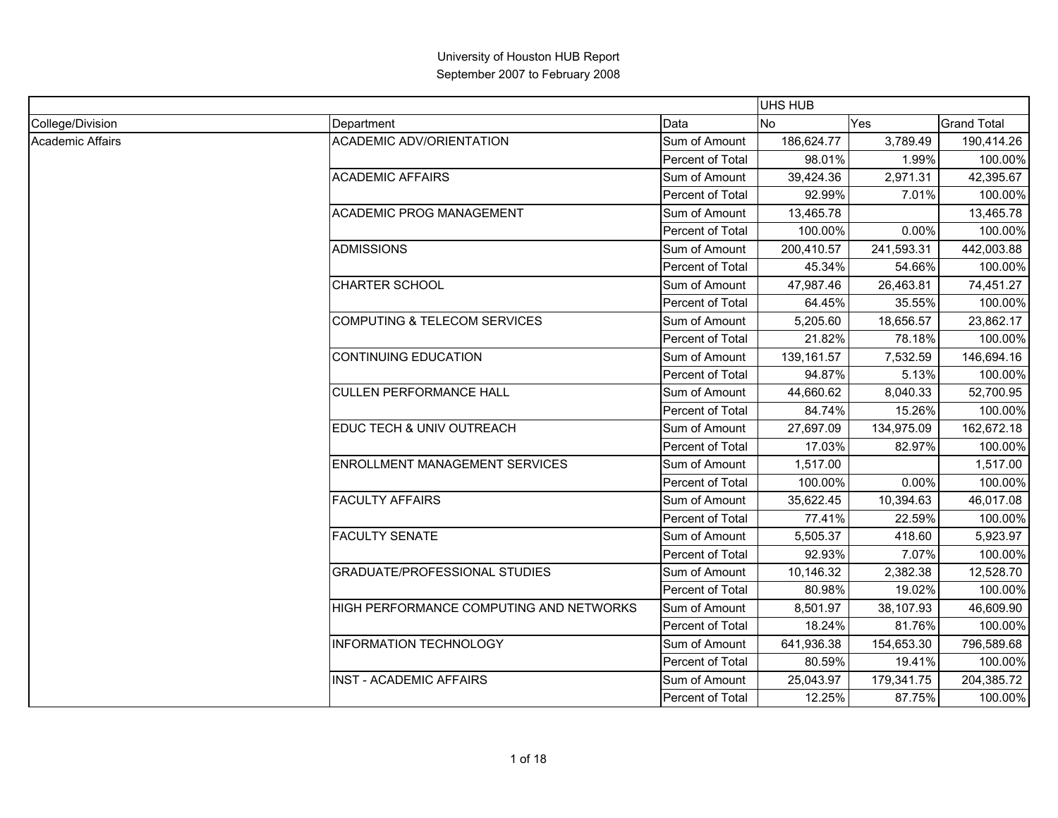# University of Houston HUB Report
## September 2007 to February 2008

| | | | UHS HUB | | |
|---|---|---|---|---|---|
| College/Division | Department | Data | No | Yes | Grand Total |
| Academic Affairs | ACADEMIC ADV/ORIENTATION | Sum of Amount | 186,624.77 | 3,789.49 | 190,414.26 |
| | | Percent of Total | 98.01% | 1.99% | 100.00% |
| | ACADEMIC AFFAIRS | Sum of Amount | 39,424.36 | 2,971.31 | 42,395.67 |
| | | Percent of Total | 92.99% | 7.01% | 100.00% |
| | ACADEMIC PROG MANAGEMENT | Sum of Amount | 13,465.78 | | 13,465.78 |
| | | Percent of Total | 100.00% | 0.00% | 100.00% |
| | ADMISSIONS | Sum of Amount | 200,410.57 | 241,593.31 | 442,003.88 |
| | | Percent of Total | 45.34% | 54.66% | 100.00% |
| | CHARTER SCHOOL | Sum of Amount | 47,987.46 | 26,463.81 | 74,451.27 |
| | | Percent of Total | 64.45% | 35.55% | 100.00% |
| | COMPUTING & TELECOM SERVICES | Sum of Amount | 5,205.60 | 18,656.57 | 23,862.17 |
| | | Percent of Total | 21.82% | 78.18% | 100.00% |
| | CONTINUING EDUCATION | Sum of Amount | 139,161.57 | 7,532.59 | 146,694.16 |
| | | Percent of Total | 94.87% | 5.13% | 100.00% |
| | CULLEN PERFORMANCE HALL | Sum of Amount | 44,660.62 | 8,040.33 | 52,700.95 |
| | | Percent of Total | 84.74% | 15.26% | 100.00% |
| | EDUC TECH & UNIV OUTREACH | Sum of Amount | 27,697.09 | 134,975.09 | 162,672.18 |
| | | Percent of Total | 17.03% | 82.97% | 100.00% |
| | ENROLLMENT MANAGEMENT SERVICES | Sum of Amount | 1,517.00 | | 1,517.00 |
| | | Percent of Total | 100.00% | 0.00% | 100.00% |
| | FACULTY AFFAIRS | Sum of Amount | 35,622.45 | 10,394.63 | 46,017.08 |
| | | Percent of Total | 77.41% | 22.59% | 100.00% |
| | FACULTY SENATE | Sum of Amount | 5,505.37 | 418.60 | 5,923.97 |
| | | Percent of Total | 92.93% | 7.07% | 100.00% |
| | GRADUATE/PROFESSIONAL STUDIES | Sum of Amount | 10,146.32 | 2,382.38 | 12,528.70 |
| | | Percent of Total | 80.98% | 19.02% | 100.00% |
| | HIGH PERFORMANCE COMPUTING AND NETWORKS | Sum of Amount | 8,501.97 | 38,107.93 | 46,609.90 |
| | | Percent of Total | 18.24% | 81.76% | 100.00% |
| | INFORMATION TECHNOLOGY | Sum of Amount | 641,936.38 | 154,653.30 | 796,589.68 |
| | | Percent of Total | 80.59% | 19.41% | 100.00% |
| | INST - ACADEMIC AFFAIRS | Sum of Amount | 25,043.97 | 179,341.75 | 204,385.72 |
| | | Percent of Total | 12.25% | 87.75% | 100.00% |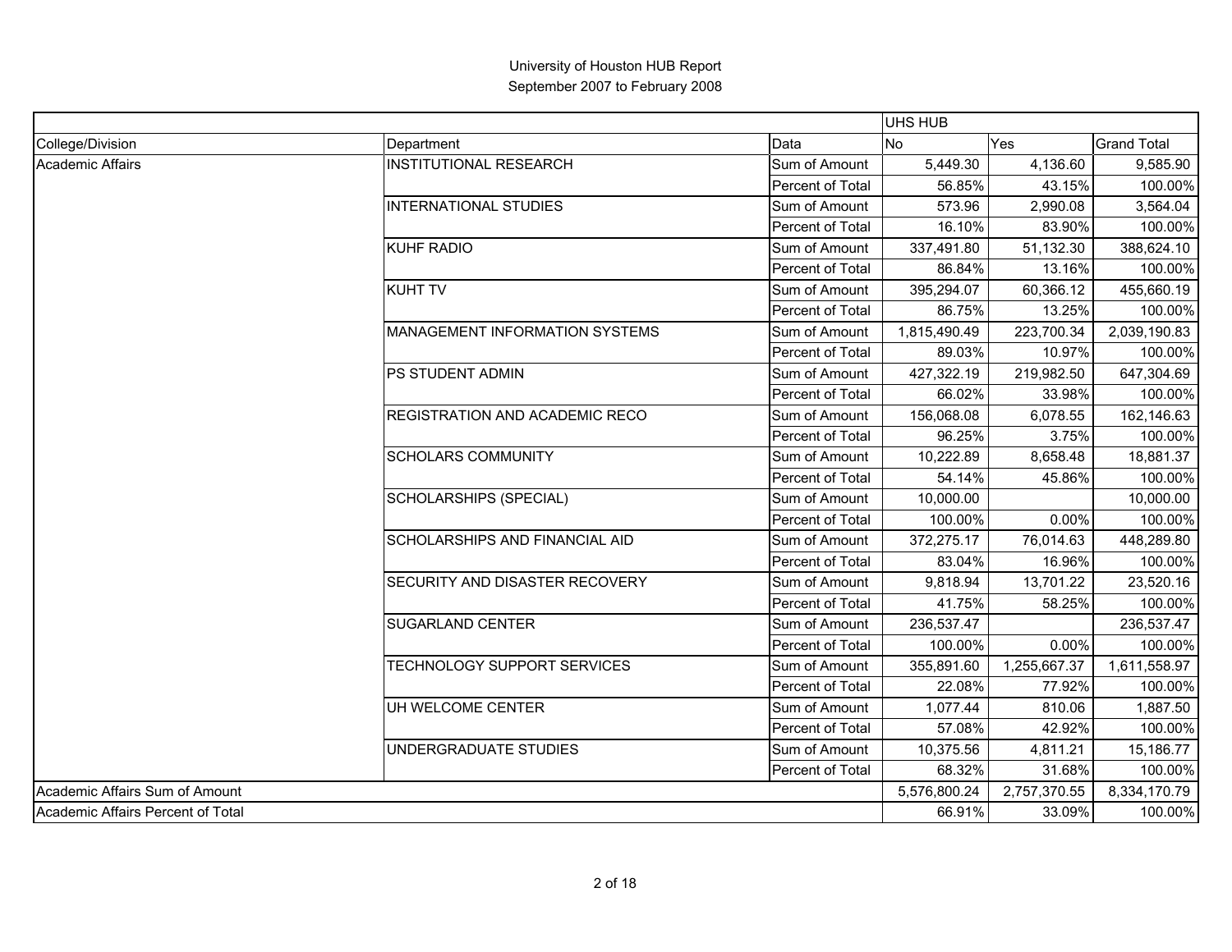# University of Houston HUB Report

## September 2007 to February 2008

| | | | UHS HUB | | |
|---|---|---|---|---|---|
| College/Division | Department | Data | No | Yes | Grand Total |
| Academic Affairs | INSTITUTIONAL RESEARCH | Sum of Amount | 5,449.30 | 4,136.60 | 9,585.90 |
| | | Percent of Total | 56.85% | 43.15% | 100.00% |
| | INTERNATIONAL STUDIES | Sum of Amount | 573.96 | 2,990.08 | 3,564.04 |
| | | Percent of Total | 16.10% | 83.90% | 100.00% |
| | KUHF RADIO | Sum of Amount | 337,491.80 | 51,132.30 | 388,624.10 |
| | | Percent of Total | 86.84% | 13.16% | 100.00% |
| | KUHT TV | Sum of Amount | 395,294.07 | 60,366.12 | 455,660.19 |
| | | Percent of Total | 86.75% | 13.25% | 100.00% |
| | MANAGEMENT INFORMATION SYSTEMS | Sum of Amount | 1,815,490.49 | 223,700.34 | 2,039,190.83 |
| | | Percent of Total | 89.03% | 10.97% | 100.00% |
| | PS STUDENT ADMIN | Sum of Amount | 427,322.19 | 219,982.50 | 647,304.69 |
| | | Percent of Total | 66.02% | 33.98% | 100.00% |
| | REGISTRATION AND ACADEMIC RECO | Sum of Amount | 156,068.08 | 6,078.55 | 162,146.63 |
| | | Percent of Total | 96.25% | 3.75% | 100.00% |
| | SCHOLARS COMMUNITY | Sum of Amount | 10,222.89 | 8,658.48 | 18,881.37 |
| | | Percent of Total | 54.14% | 45.86% | 100.00% |
| | SCHOLARSHIPS (SPECIAL) | Sum of Amount | 10,000.00 | | 10,000.00 |
| | | Percent of Total | 100.00% | 0.00% | 100.00% |
| | SCHOLARSHIPS AND FINANCIAL AID | Sum of Amount | 372,275.17 | 76,014.63 | 448,289.80 |
| | | Percent of Total | 83.04% | 16.96% | 100.00% |
| | SECURITY AND DISASTER RECOVERY | Sum of Amount | 9,818.94 | 13,701.22 | 23,520.16 |
| | | Percent of Total | 41.75% | 58.25% | 100.00% |
| | SUGARLAND CENTER | Sum of Amount | 236,537.47 | | 236,537.47 |
| | | Percent of Total | 100.00% | 0.00% | 100.00% |
| | TECHNOLOGY SUPPORT SERVICES | Sum of Amount | 355,891.60 | 1,255,667.37 | 1,611,558.97 |
| | | Percent of Total | 22.08% | 77.92% | 100.00% |
| | UH WELCOME CENTER | Sum of Amount | 1,077.44 | 810.06 | 1,887.50 |
| | | Percent of Total | 57.08% | 42.92% | 100.00% |
| | UNDERGRADUATE STUDIES | Sum of Amount | 10,375.56 | 4,811.21 | 15,186.77 |
| | | Percent of Total | 68.32% | 31.68% | 100.00% |
| Academic Affairs Sum of Amount | | | 5,576,800.24 | 2,757,370.55 | 8,334,170.79 |
| Academic Affairs Percent of Total | | | 66.91% | 33.09% | 100.00% |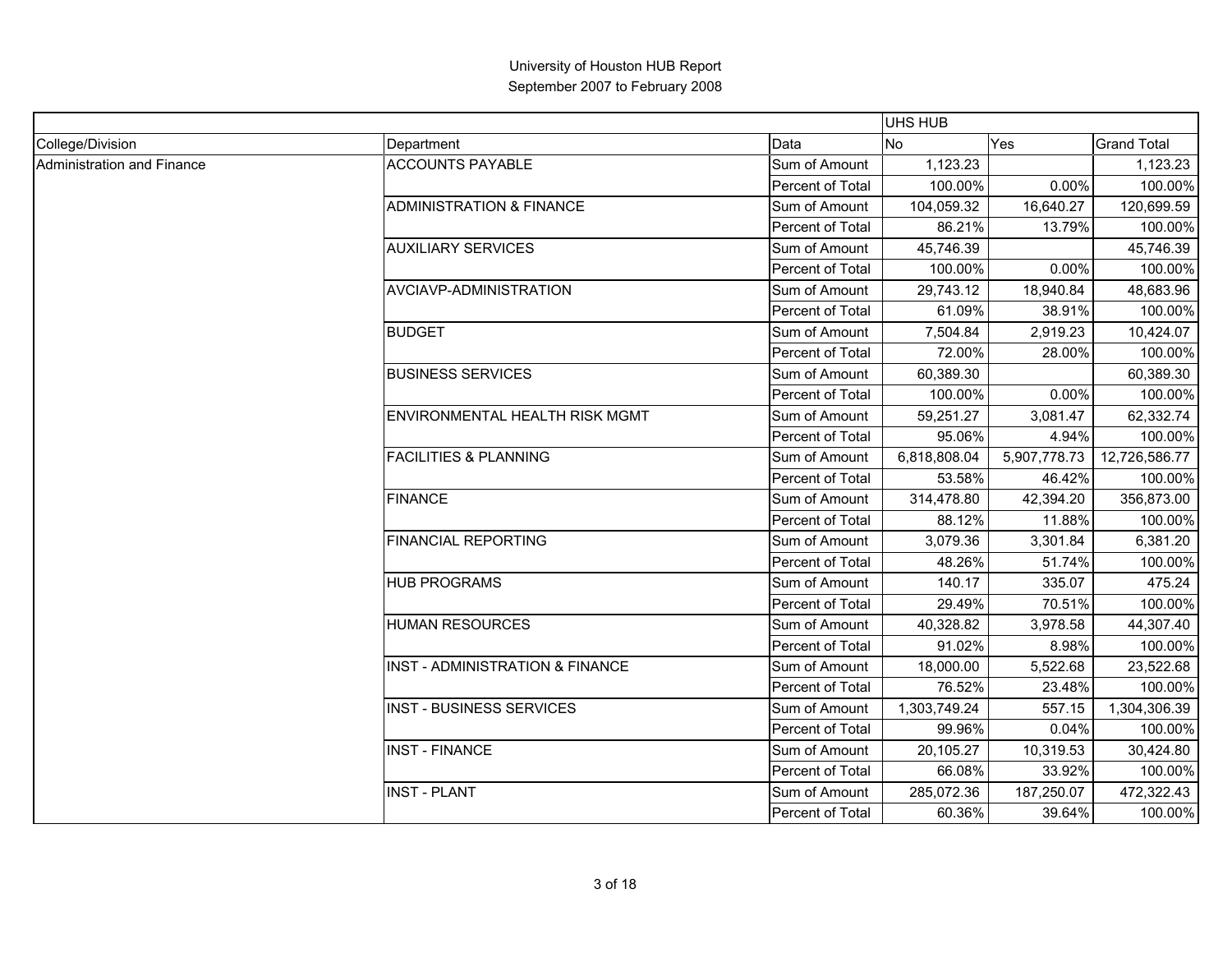University of Houston HUB Report
September 2007 to February 2008

| | | | UHS HUB | | |
|---|---|---|---|---|---|
| College/Division | Department | Data | No | Yes | Grand Total |
| Administration and Finance | ACCOUNTS PAYABLE | Sum of Amount | 1,123.23 | | 1,123.23 |
| | | Percent of Total | 100.00% | 0.00% | 100.00% |
| | ADMINISTRATION & FINANCE | Sum of Amount | 104,059.32 | 16,640.27 | 120,699.59 |
| | | Percent of Total | 86.21% | 13.79% | 100.00% |
| | AUXILIARY SERVICES | Sum of Amount | 45,746.39 | | 45,746.39 |
| | | Percent of Total | 100.00% | 0.00% | 100.00% |
| | AVCIAVP-ADMINISTRATION | Sum of Amount | 29,743.12 | 18,940.84 | 48,683.96 |
| | | Percent of Total | 61.09% | 38.91% | 100.00% |
| | BUDGET | Sum of Amount | 7,504.84 | 2,919.23 | 10,424.07 |
| | | Percent of Total | 72.00% | 28.00% | 100.00% |
| | BUSINESS SERVICES | Sum of Amount | 60,389.30 | | 60,389.30 |
| | | Percent of Total | 100.00% | 0.00% | 100.00% |
| | ENVIRONMENTAL HEALTH RISK MGMT | Sum of Amount | 59,251.27 | 3,081.47 | 62,332.74 |
| | | Percent of Total | 95.06% | 4.94% | 100.00% |
| | FACILITIES & PLANNING | Sum of Amount | 6,818,808.04 | 5,907,778.73 | 12,726,586.77 |
| | | Percent of Total | 53.58% | 46.42% | 100.00% |
| | FINANCE | Sum of Amount | 314,478.80 | 42,394.20 | 356,873.00 |
| | | Percent of Total | 88.12% | 11.88% | 100.00% |
| | FINANCIAL REPORTING | Sum of Amount | 3,079.36 | 3,301.84 | 6,381.20 |
| | | Percent of Total | 48.26% | 51.74% | 100.00% |
| | HUB PROGRAMS | Sum of Amount | 140.17 | 335.07 | 475.24 |
| | | Percent of Total | 29.49% | 70.51% | 100.00% |
| | HUMAN RESOURCES | Sum of Amount | 40,328.82 | 3,978.58 | 44,307.40 |
| | | Percent of Total | 91.02% | 8.98% | 100.00% |
| | INST - ADMINISTRATION & FINANCE | Sum of Amount | 18,000.00 | 5,522.68 | 23,522.68 |
| | | Percent of Total | 76.52% | 23.48% | 100.00% |
| | INST - BUSINESS SERVICES | Sum of Amount | 1,303,749.24 | 557.15 | 1,304,306.39 |
| | | Percent of Total | 99.96% | 0.04% | 100.00% |
| | INST - FINANCE | Sum of Amount | 20,105.27 | 10,319.53 | 30,424.80 |
| | | Percent of Total | 66.08% | 33.92% | 100.00% |
| | INST - PLANT | Sum of Amount | 285,072.36 | 187,250.07 | 472,322.43 |
| | | Percent of Total | 60.36% | 39.64% | 100.00% |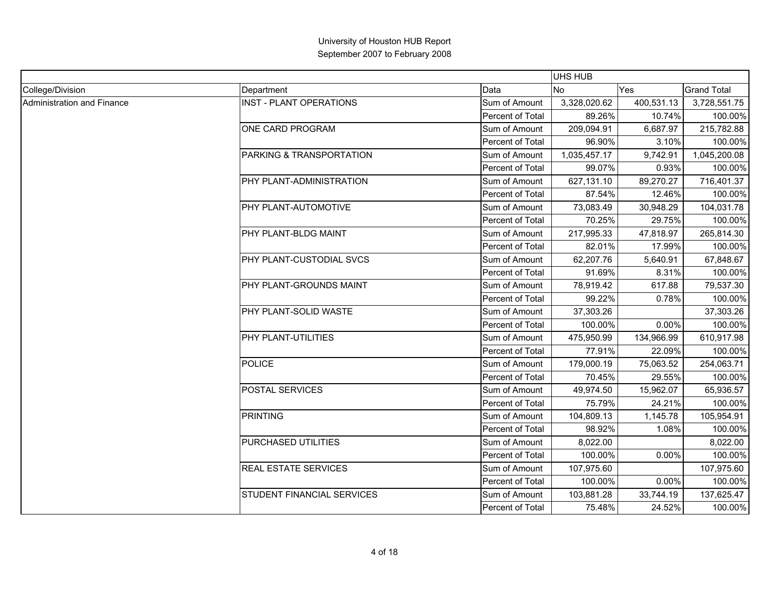# University of Houston HUB Report

September 2007 to February 2008

| | | | UHS HUB | | |
|---|---|---|---|---|---|
| College/Division | Department | Data | No | Yes | Grand Total |
| Administration and Finance | INST - PLANT OPERATIONS | Sum of Amount | 3,328,020.62 | 400,531.13 | 3,728,551.75 |
| | | Percent of Total | 89.26% | 10.74% | 100.00% |
| | ONE CARD PROGRAM | Sum of Amount | 209,094.91 | 6,687.97 | 215,782.88 |
| | | Percent of Total | 96.90% | 3.10% | 100.00% |
| | PARKING & TRANSPORTATION | Sum of Amount | 1,035,457.17 | 9,742.91 | 1,045,200.08 |
| | | Percent of Total | 99.07% | 0.93% | 100.00% |
| | PHY PLANT-ADMINISTRATION | Sum of Amount | 627,131.10 | 89,270.27 | 716,401.37 |
| | | Percent of Total | 87.54% | 12.46% | 100.00% |
| | PHY PLANT-AUTOMOTIVE | Sum of Amount | 73,083.49 | 30,948.29 | 104,031.78 |
| | | Percent of Total | 70.25% | 29.75% | 100.00% |
| | PHY PLANT-BLDG MAINT | Sum of Amount | 217,995.33 | 47,818.97 | 265,814.30 |
| | | Percent of Total | 82.01% | 17.99% | 100.00% |
| | PHY PLANT-CUSTODIAL SVCS | Sum of Amount | 62,207.76 | 5,640.91 | 67,848.67 |
| | | Percent of Total | 91.69% | 8.31% | 100.00% |
| | PHY PLANT-GROUNDS MAINT | Sum of Amount | 78,919.42 | 617.88 | 79,537.30 |
| | | Percent of Total | 99.22% | 0.78% | 100.00% |
| | PHY PLANT-SOLID WASTE | Sum of Amount | 37,303.26 | | 37,303.26 |
| | | Percent of Total | 100.00% | 0.00% | 100.00% |
| | PHY PLANT-UTILITIES | Sum of Amount | 475,950.99 | 134,966.99 | 610,917.98 |
| | | Percent of Total | 77.91% | 22.09% | 100.00% |
| | POLICE | Sum of Amount | 179,000.19 | 75,063.52 | 254,063.71 |
| | | Percent of Total | 70.45% | 29.55% | 100.00% |
| | POSTAL SERVICES | Sum of Amount | 49,974.50 | 15,962.07 | 65,936.57 |
| | | Percent of Total | 75.79% | 24.21% | 100.00% |
| | PRINTING | Sum of Amount | 104,809.13 | 1,145.78 | 105,954.91 |
| | | Percent of Total | 98.92% | 1.08% | 100.00% |
| | PURCHASED UTILITIES | Sum of Amount | 8,022.00 | | 8,022.00 |
| | | Percent of Total | 100.00% | 0.00% | 100.00% |
| | REAL ESTATE SERVICES | Sum of Amount | 107,975.60 | | 107,975.60 |
| | | Percent of Total | 100.00% | 0.00% | 100.00% |
| | STUDENT FINANCIAL SERVICES | Sum of Amount | 103,881.28 | 33,744.19 | 137,625.47 |
| | | Percent of Total | 75.48% | 24.52% | 100.00% |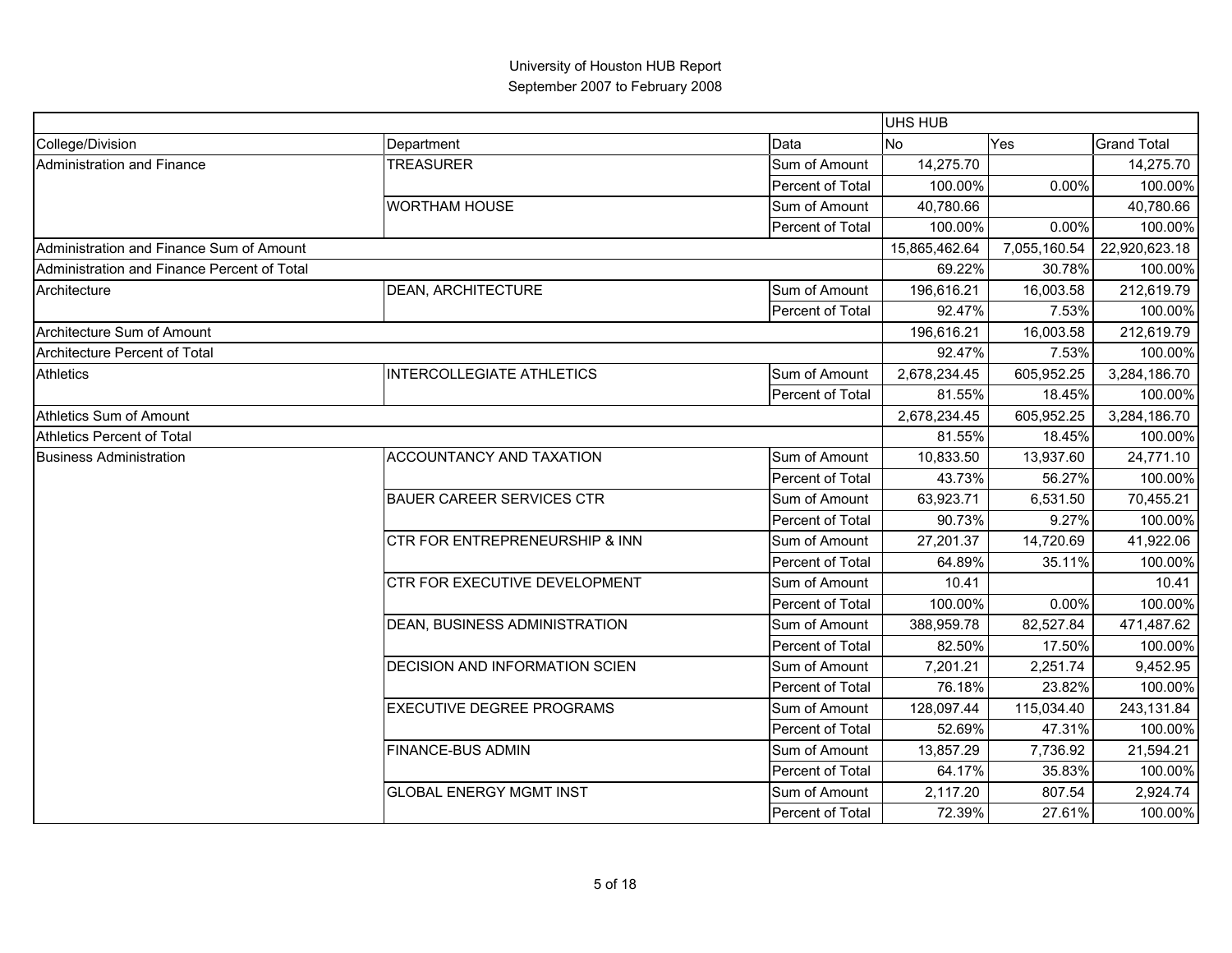University of Houston HUB Report
September 2007 to February 2008

| | | | UHS HUB | | |
|---|---|---|---|---|---|
| College/Division | Department | Data | No | Yes | Grand Total |
| Administration and Finance | TREASURER | Sum of Amount | 14,275.70 | | 14,275.70 |
| | | Percent of Total | 100.00% | 0.00% | 100.00% |
| | WORTHAM HOUSE | Sum of Amount | 40,780.66 | | 40,780.66 |
| | | Percent of Total | 100.00% | 0.00% | 100.00% |
| Administration and Finance Sum of Amount | | | 15,865,462.64 | 7,055,160.54 | 22,920,623.18 |
| Administration and Finance Percent of Total | | | 69.22% | 30.78% | 100.00% |
| Architecture | DEAN, ARCHITECTURE | Sum of Amount | 196,616.21 | 16,003.58 | 212,619.79 |
| | | Percent of Total | 92.47% | 7.53% | 100.00% |
| Architecture Sum of Amount | | | 196,616.21 | 16,003.58 | 212,619.79 |
| Architecture Percent of Total | | | 92.47% | 7.53% | 100.00% |
| Athletics | INTERCOLLEGIATE ATHLETICS | Sum of Amount | 2,678,234.45 | 605,952.25 | 3,284,186.70 |
| | | Percent of Total | 81.55% | 18.45% | 100.00% |
| Athletics Sum of Amount | | | 2,678,234.45 | 605,952.25 | 3,284,186.70 |
| Athletics Percent of Total | | | 81.55% | 18.45% | 100.00% |
| Business Administration | ACCOUNTANCY AND TAXATION | Sum of Amount | 10,833.50 | 13,937.60 | 24,771.10 |
| | | Percent of Total | 43.73% | 56.27% | 100.00% |
| | BAUER CAREER SERVICES CTR | Sum of Amount | 63,923.71 | 6,531.50 | 70,455.21 |
| | | Percent of Total | 90.73% | 9.27% | 100.00% |
| | CTR FOR ENTREPRENEURSHIP & INN | Sum of Amount | 27,201.37 | 14,720.69 | 41,922.06 |
| | | Percent of Total | 64.89% | 35.11% | 100.00% |
| | CTR FOR EXECUTIVE DEVELOPMENT | Sum of Amount | 10.41 | | 10.41 |
| | | Percent of Total | 100.00% | 0.00% | 100.00% |
| | DEAN, BUSINESS ADMINISTRATION | Sum of Amount | 388,959.78 | 82,527.84 | 471,487.62 |
| | | Percent of Total | 82.50% | 17.50% | 100.00% |
| | DECISION AND INFORMATION SCIEN | Sum of Amount | 7,201.21 | 2,251.74 | 9,452.95 |
| | | Percent of Total | 76.18% | 23.82% | 100.00% |
| | EXECUTIVE DEGREE PROGRAMS | Sum of Amount | 128,097.44 | 115,034.40 | 243,131.84 |
| | | Percent of Total | 52.69% | 47.31% | 100.00% |
| | FINANCE-BUS ADMIN | Sum of Amount | 13,857.29 | 7,736.92 | 21,594.21 |
| | | Percent of Total | 64.17% | 35.83% | 100.00% |
| | GLOBAL ENERGY MGMT INST | Sum of Amount | 2,117.20 | 807.54 | 2,924.74 |
| | | Percent of Total | 72.39% | 27.61% | 100.00% |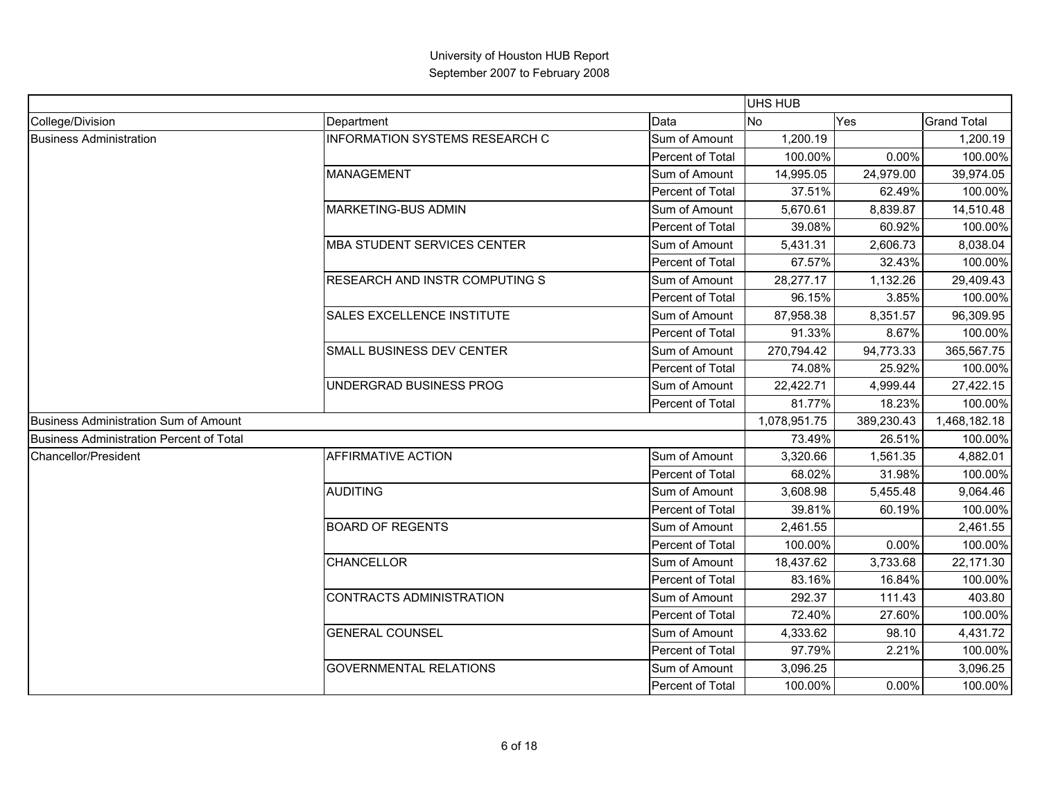# University of Houston HUB Report
## September 2007 to February 2008

| | | | UHS HUB | | |
|---|---|---|---|---|---|
| College/Division | Department | Data | No | Yes | Grand Total |
| Business Administration | INFORMATION SYSTEMS RESEARCH C | Sum of Amount | 1,200.19 | | 1,200.19 |
| | | Percent of Total | 100.00% | 0.00% | 100.00% |
| | MANAGEMENT | Sum of Amount | 14,995.05 | 24,979.00 | 39,974.05 |
| | | Percent of Total | 37.51% | 62.49% | 100.00% |
| | MARKETING-BUS ADMIN | Sum of Amount | 5,670.61 | 8,839.87 | 14,510.48 |
| | | Percent of Total | 39.08% | 60.92% | 100.00% |
| | MBA STUDENT SERVICES CENTER | Sum of Amount | 5,431.31 | 2,606.73 | 8,038.04 |
| | | Percent of Total | 67.57% | 32.43% | 100.00% |
| | RESEARCH AND INSTR COMPUTING S | Sum of Amount | 28,277.17 | 1,132.26 | 29,409.43 |
| | | Percent of Total | 96.15% | 3.85% | 100.00% |
| | SALES EXCELLENCE INSTITUTE | Sum of Amount | 87,958.38 | 8,351.57 | 96,309.95 |
| | | Percent of Total | 91.33% | 8.67% | 100.00% |
| | SMALL BUSINESS DEV CENTER | Sum of Amount | 270,794.42 | 94,773.33 | 365,567.75 |
| | | Percent of Total | 74.08% | 25.92% | 100.00% |
| | UNDERGRAD BUSINESS PROG | Sum of Amount | 22,422.71 | 4,999.44 | 27,422.15 |
| | | Percent of Total | 81.77% | 18.23% | 100.00% |
| Business Administration Sum of Amount | | | 1,078,951.75 | 389,230.43 | 1,468,182.18 |
| Business Administration Percent of Total | | | 73.49% | 26.51% | 100.00% |
| Chancellor/President | AFFIRMATIVE ACTION | Sum of Amount | 3,320.66 | 1,561.35 | 4,882.01 |
| | | Percent of Total | 68.02% | 31.98% | 100.00% |
| | AUDITING | Sum of Amount | 3,608.98 | 5,455.48 | 9,064.46 |
| | | Percent of Total | 39.81% | 60.19% | 100.00% |
| | BOARD OF REGENTS | Sum of Amount | 2,461.55 | | 2,461.55 |
| | | Percent of Total | 100.00% | 0.00% | 100.00% |
| | CHANCELLOR | Sum of Amount | 18,437.62 | 3,733.68 | 22,171.30 |
| | | Percent of Total | 83.16% | 16.84% | 100.00% |
| | CONTRACTS ADMINISTRATION | Sum of Amount | 292.37 | 111.43 | 403.80 |
| | | Percent of Total | 72.40% | 27.60% | 100.00% |
| | GENERAL COUNSEL | Sum of Amount | 4,333.62 | 98.10 | 4,431.72 |
| | | Percent of Total | 97.79% | 2.21% | 100.00% |
| | GOVERNMENTAL RELATIONS | Sum of Amount | 3,096.25 | | 3,096.25 |
| | | Percent of Total | 100.00% | 0.00% | 100.00% |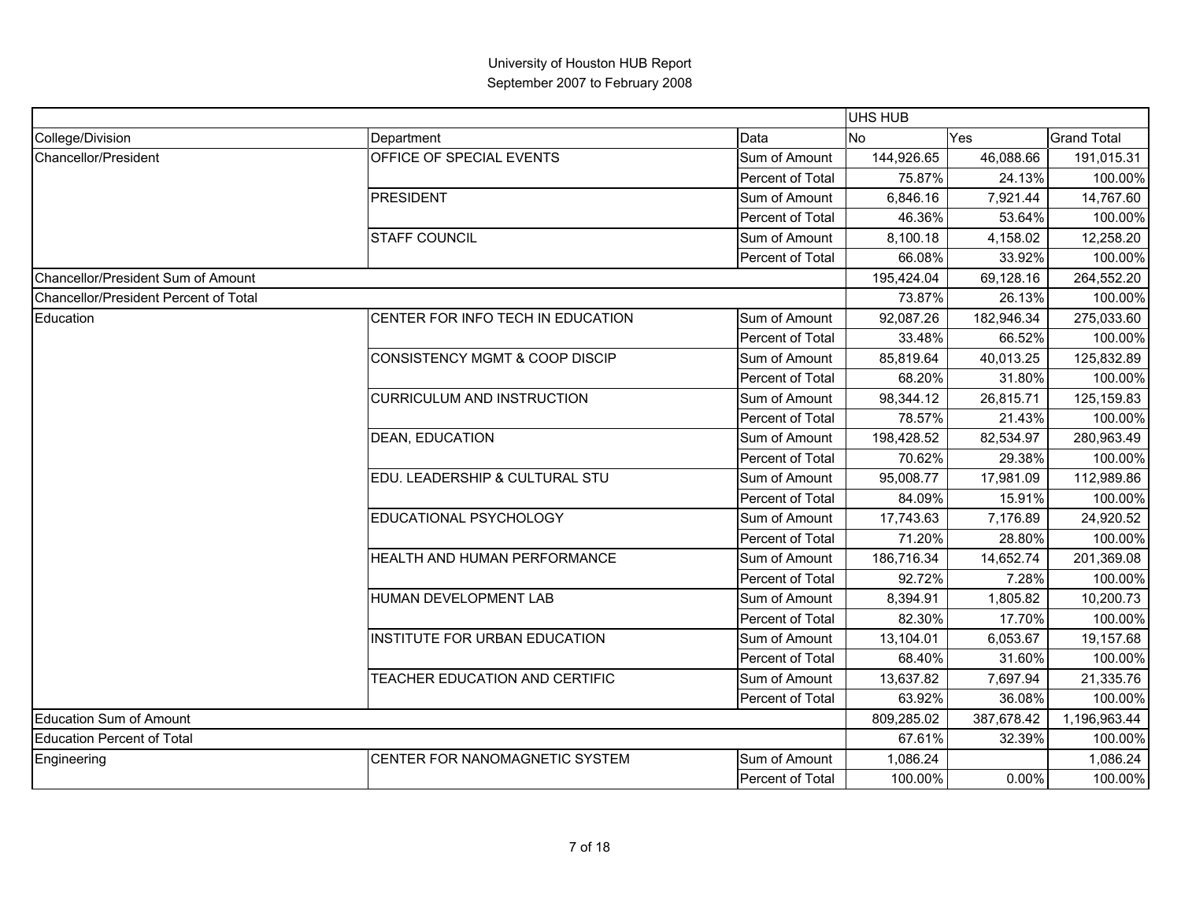University of Houston HUB Report
September 2007 to February 2008

| | | | UHS HUB | | |
|---|---|---|---|---|---|
| College/Division | Department | Data | No | Yes | Grand Total |
| Chancellor/President | OFFICE OF SPECIAL EVENTS | Sum of Amount | 144,926.65 | 46,088.66 | 191,015.31 |
| | | Percent of Total | 75.87% | 24.13% | 100.00% |
| | PRESIDENT | Sum of Amount | 6,846.16 | 7,921.44 | 14,767.60 |
| | | Percent of Total | 46.36% | 53.64% | 100.00% |
| | STAFF COUNCIL | Sum of Amount | 8,100.18 | 4,158.02 | 12,258.20 |
| | | Percent of Total | 66.08% | 33.92% | 100.00% |
| Chancellor/President Sum of Amount | | | 195,424.04 | 69,128.16 | 264,552.20 |
| Chancellor/President Percent of Total | | | 73.87% | 26.13% | 100.00% |
| Education | CENTER FOR INFO TECH IN EDUCATION | Sum of Amount | 92,087.26 | 182,946.34 | 275,033.60 |
| | | Percent of Total | 33.48% | 66.52% | 100.00% |
| | CONSISTENCY MGMT & COOP DISCIP | Sum of Amount | 85,819.64 | 40,013.25 | 125,832.89 |
| | | Percent of Total | 68.20% | 31.80% | 100.00% |
| | CURRICULUM AND INSTRUCTION | Sum of Amount | 98,344.12 | 26,815.71 | 125,159.83 |
| | | Percent of Total | 78.57% | 21.43% | 100.00% |
| | DEAN, EDUCATION | Sum of Amount | 198,428.52 | 82,534.97 | 280,963.49 |
| | | Percent of Total | 70.62% | 29.38% | 100.00% |
| | EDU. LEADERSHIP & CULTURAL STU | Sum of Amount | 95,008.77 | 17,981.09 | 112,989.86 |
| | | Percent of Total | 84.09% | 15.91% | 100.00% |
| | EDUCATIONAL PSYCHOLOGY | Sum of Amount | 17,743.63 | 7,176.89 | 24,920.52 |
| | | Percent of Total | 71.20% | 28.80% | 100.00% |
| | HEALTH AND HUMAN PERFORMANCE | Sum of Amount | 186,716.34 | 14,652.74 | 201,369.08 |
| | | Percent of Total | 92.72% | 7.28% | 100.00% |
| | HUMAN DEVELOPMENT LAB | Sum of Amount | 8,394.91 | 1,805.82 | 10,200.73 |
| | | Percent of Total | 82.30% | 17.70% | 100.00% |
| | INSTITUTE FOR URBAN EDUCATION | Sum of Amount | 13,104.01 | 6,053.67 | 19,157.68 |
| | | Percent of Total | 68.40% | 31.60% | 100.00% |
| | TEACHER EDUCATION AND CERTIFIC | Sum of Amount | 13,637.82 | 7,697.94 | 21,335.76 |
| | | Percent of Total | 63.92% | 36.08% | 100.00% |
| Education Sum of Amount | | | 809,285.02 | 387,678.42 | 1,196,963.44 |
| Education Percent of Total | | | 67.61% | 32.39% | 100.00% |
| Engineering | CENTER FOR NANOMAGNETIC SYSTEM | Sum of Amount | 1,086.24 | | 1,086.24 |
| | | Percent of Total | 100.00% | 0.00% | 100.00% |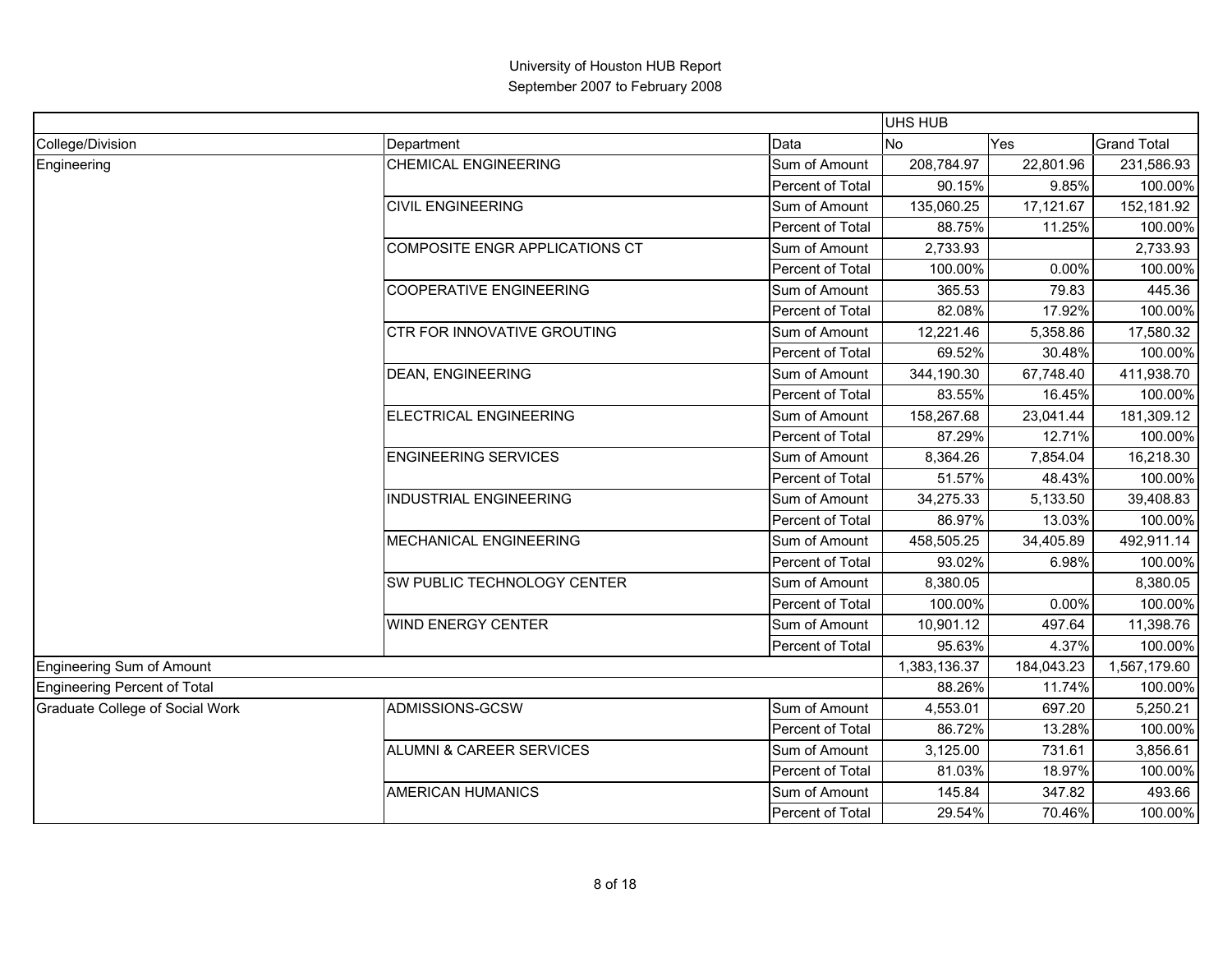# University of Houston HUB Report

## September 2007 to February 2008

| | | | UHS HUB | | |
|---|---|---|---|---|---|
| College/Division | Department | Data | No | Yes | Grand Total |
| Engineering | CHEMICAL ENGINEERING | Sum of Amount | 208,784.97 | 22,801.96 | 231,586.93 |
| | | Percent of Total | 90.15% | 9.85% | 100.00% |
| | CIVIL ENGINEERING | Sum of Amount | 135,060.25 | 17,121.67 | 152,181.92 |
| | | Percent of Total | 88.75% | 11.25% | 100.00% |
| | COMPOSITE ENGR APPLICATIONS CT | Sum of Amount | 2,733.93 | | 2,733.93 |
| | | Percent of Total | 100.00% | 0.00% | 100.00% |
| | COOPERATIVE ENGINEERING | Sum of Amount | 365.53 | 79.83 | 445.36 |
| | | Percent of Total | 82.08% | 17.92% | 100.00% |
| | CTR FOR INNOVATIVE GROUTING | Sum of Amount | 12,221.46 | 5,358.86 | 17,580.32 |
| | | Percent of Total | 69.52% | 30.48% | 100.00% |
| | DEAN, ENGINEERING | Sum of Amount | 344,190.30 | 67,748.40 | 411,938.70 |
| | | Percent of Total | 83.55% | 16.45% | 100.00% |
| | ELECTRICAL ENGINEERING | Sum of Amount | 158,267.68 | 23,041.44 | 181,309.12 |
| | | Percent of Total | 87.29% | 12.71% | 100.00% |
| | ENGINEERING SERVICES | Sum of Amount | 8,364.26 | 7,854.04 | 16,218.30 |
| | | Percent of Total | 51.57% | 48.43% | 100.00% |
| | INDUSTRIAL ENGINEERING | Sum of Amount | 34,275.33 | 5,133.50 | 39,408.83 |
| | | Percent of Total | 86.97% | 13.03% | 100.00% |
| | MECHANICAL ENGINEERING | Sum of Amount | 458,505.25 | 34,405.89 | 492,911.14 |
| | | Percent of Total | 93.02% | 6.98% | 100.00% |
| | SW PUBLIC TECHNOLOGY CENTER | Sum of Amount | 8,380.05 | | 8,380.05 |
| | | Percent of Total | 100.00% | 0.00% | 100.00% |
| | WIND ENERGY CENTER | Sum of Amount | 10,901.12 | 497.64 | 11,398.76 |
| | | Percent of Total | 95.63% | 4.37% | 100.00% |
| Engineering Sum of Amount | | | 1,383,136.37 | 184,043.23 | 1,567,179.60 |
| Engineering Percent of Total | | | 88.26% | 11.74% | 100.00% |
| Graduate College of Social Work | ADMISSIONS-GCSW | Sum of Amount | 4,553.01 | 697.20 | 5,250.21 |
| | | Percent of Total | 86.72% | 13.28% | 100.00% |
| | ALUMNI & CAREER SERVICES | Sum of Amount | 3,125.00 | 731.61 | 3,856.61 |
| | | Percent of Total | 81.03% | 18.97% | 100.00% |
| | AMERICAN HUMANICS | Sum of Amount | 145.84 | 347.82 | 493.66 |
| | | Percent of Total | 29.54% | 70.46% | 100.00% |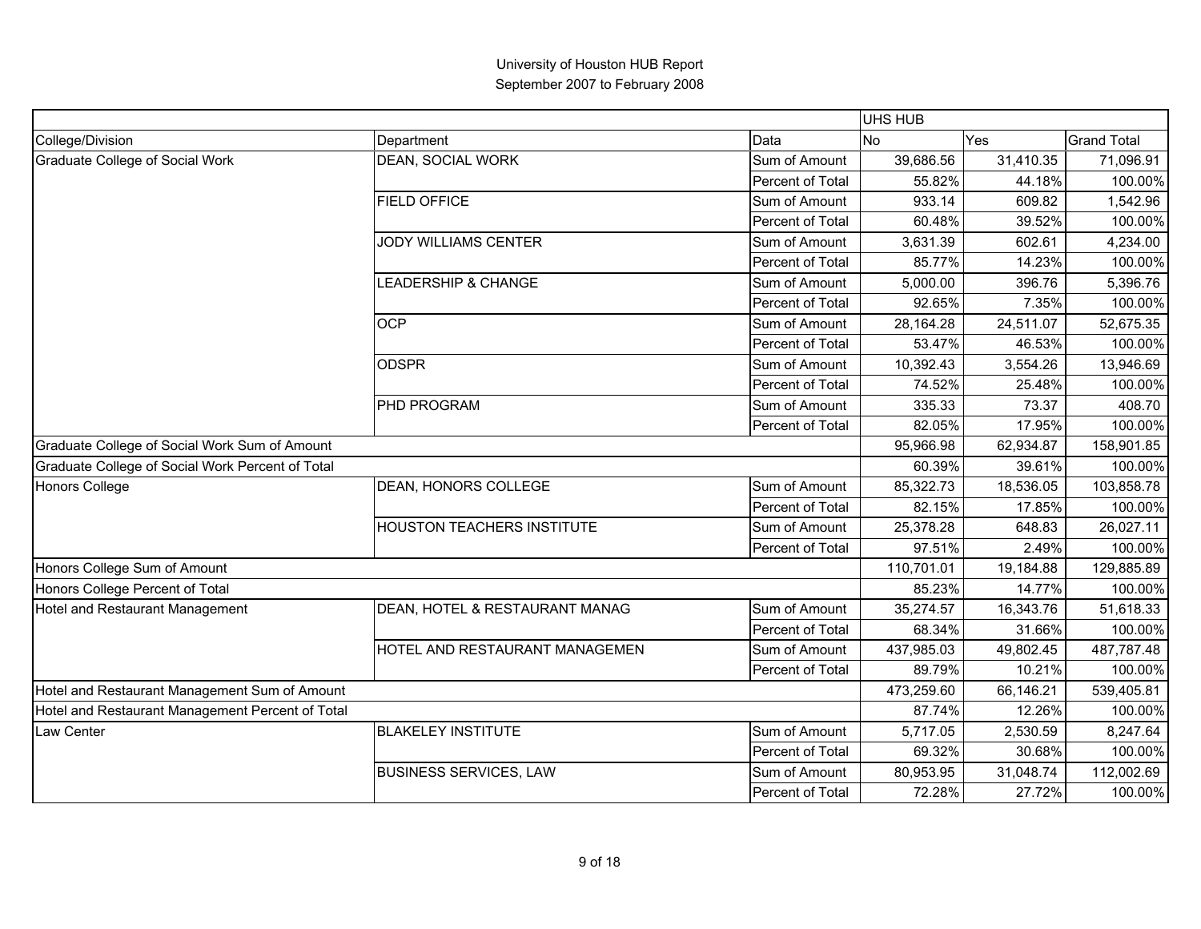# University of Houston HUB Report
September 2007 to February 2008

| | | | UHS HUB | | |
|---|---|---|---|---|---|
| College/Division | Department | Data | No | Yes | Grand Total |
| Graduate College of Social Work | DEAN, SOCIAL WORK | Sum of Amount | 39,686.56 | 31,410.35 | 71,096.91 |
| | | Percent of Total | 55.82% | 44.18% | 100.00% |
| | FIELD OFFICE | Sum of Amount | 933.14 | 609.82 | 1,542.96 |
| | | Percent of Total | 60.48% | 39.52% | 100.00% |
| | JODY WILLIAMS CENTER | Sum of Amount | 3,631.39 | 602.61 | 4,234.00 |
| | | Percent of Total | 85.77% | 14.23% | 100.00% |
| | LEADERSHIP & CHANGE | Sum of Amount | 5,000.00 | 396.76 | 5,396.76 |
| | | Percent of Total | 92.65% | 7.35% | 100.00% |
| | OCP | Sum of Amount | 28,164.28 | 24,511.07 | 52,675.35 |
| | | Percent of Total | 53.47% | 46.53% | 100.00% |
| | ODSPR | Sum of Amount | 10,392.43 | 3,554.26 | 13,946.69 |
| | | Percent of Total | 74.52% | 25.48% | 100.00% |
| | PHD PROGRAM | Sum of Amount | 335.33 | 73.37 | 408.70 |
| | | Percent of Total | 82.05% | 17.95% | 100.00% |
| Graduate College of Social Work Sum of Amount | | | 95,966.98 | 62,934.87 | 158,901.85 |
| Graduate College of Social Work Percent of Total | | | 60.39% | 39.61% | 100.00% |
| Honors College | DEAN, HONORS COLLEGE | Sum of Amount | 85,322.73 | 18,536.05 | 103,858.78 |
| | | Percent of Total | 82.15% | 17.85% | 100.00% |
| | HOUSTON TEACHERS INSTITUTE | Sum of Amount | 25,378.28 | 648.83 | 26,027.11 |
| | | Percent of Total | 97.51% | 2.49% | 100.00% |
| Honors College Sum of Amount | | | 110,701.01 | 19,184.88 | 129,885.89 |
| Honors College Percent of Total | | | 85.23% | 14.77% | 100.00% |
| Hotel and Restaurant Management | DEAN, HOTEL & RESTAURANT MANAG | Sum of Amount | 35,274.57 | 16,343.76 | 51,618.33 |
| | | Percent of Total | 68.34% | 31.66% | 100.00% |
| | HOTEL AND RESTAURANT MANAGEMEN | Sum of Amount | 437,985.03 | 49,802.45 | 487,787.48 |
| | | Percent of Total | 89.79% | 10.21% | 100.00% |
| Hotel and Restaurant Management Sum of Amount | | | 473,259.60 | 66,146.21 | 539,405.81 |
| Hotel and Restaurant Management Percent of Total | | | 87.74% | 12.26% | 100.00% |
| Law Center | BLAKELEY INSTITUTE | Sum of Amount | 5,717.05 | 2,530.59 | 8,247.64 |
| | | Percent of Total | 69.32% | 30.68% | 100.00% |
| | BUSINESS SERVICES, LAW | Sum of Amount | 80,953.95 | 31,048.74 | 112,002.69 |
| | | Percent of Total | 72.28% | 27.72% | 100.00% |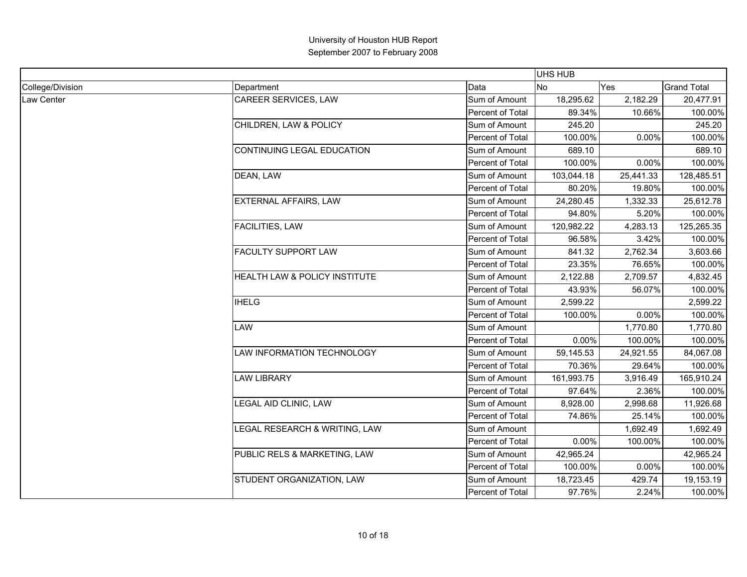# University of Houston HUB Report

September 2007 to February 2008

| | | | UHS HUB | | |
|---|---|---|---|---|---|
| College/Division | Department | Data | No | Yes | Grand Total |
| Law Center | CAREER SERVICES, LAW | Sum of Amount | 18,295.62 | 2,182.29 | 20,477.91 |
| | | Percent of Total | 89.34% | 10.66% | 100.00% |
| | CHILDREN, LAW & POLICY | Sum of Amount | 245.20 | | 245.20 |
| | | Percent of Total | 100.00% | 0.00% | 100.00% |
| | CONTINUING LEGAL EDUCATION | Sum of Amount | 689.10 | | 689.10 |
| | | Percent of Total | 100.00% | 0.00% | 100.00% |
| | DEAN, LAW | Sum of Amount | 103,044.18 | 25,441.33 | 128,485.51 |
| | | Percent of Total | 80.20% | 19.80% | 100.00% |
| | EXTERNAL AFFAIRS, LAW | Sum of Amount | 24,280.45 | 1,332.33 | 25,612.78 |
| | | Percent of Total | 94.80% | 5.20% | 100.00% |
| | FACILITIES, LAW | Sum of Amount | 120,982.22 | 4,283.13 | 125,265.35 |
| | | Percent of Total | 96.58% | 3.42% | 100.00% |
| | FACULTY SUPPORT LAW | Sum of Amount | 841.32 | 2,762.34 | 3,603.66 |
| | | Percent of Total | 23.35% | 76.65% | 100.00% |
| | HEALTH LAW & POLICY INSTITUTE | Sum of Amount | 2,122.88 | 2,709.57 | 4,832.45 |
| | | Percent of Total | 43.93% | 56.07% | 100.00% |
| | IHELG | Sum of Amount | 2,599.22 | | 2,599.22 |
| | | Percent of Total | 100.00% | 0.00% | 100.00% |
| | LAW | Sum of Amount | | 1,770.80 | 1,770.80 |
| | | Percent of Total | 0.00% | 100.00% | 100.00% |
| | LAW INFORMATION TECHNOLOGY | Sum of Amount | 59,145.53 | 24,921.55 | 84,067.08 |
| | | Percent of Total | 70.36% | 29.64% | 100.00% |
| | LAW LIBRARY | Sum of Amount | 161,993.75 | 3,916.49 | 165,910.24 |
| | | Percent of Total | 97.64% | 2.36% | 100.00% |
| | LEGAL AID CLINIC, LAW | Sum of Amount | 8,928.00 | 2,998.68 | 11,926.68 |
| | | Percent of Total | 74.86% | 25.14% | 100.00% |
| | LEGAL RESEARCH & WRITING, LAW | Sum of Amount | | 1,692.49 | 1,692.49 |
| | | Percent of Total | 0.00% | 100.00% | 100.00% |
| | PUBLIC RELS & MARKETING, LAW | Sum of Amount | 42,965.24 | | 42,965.24 |
| | | Percent of Total | 100.00% | 0.00% | 100.00% |
| | STUDENT ORGANIZATION, LAW | Sum of Amount | 18,723.45 | 429.74 | 19,153.19 |
| | | Percent of Total | 97.76% | 2.24% | 100.00% |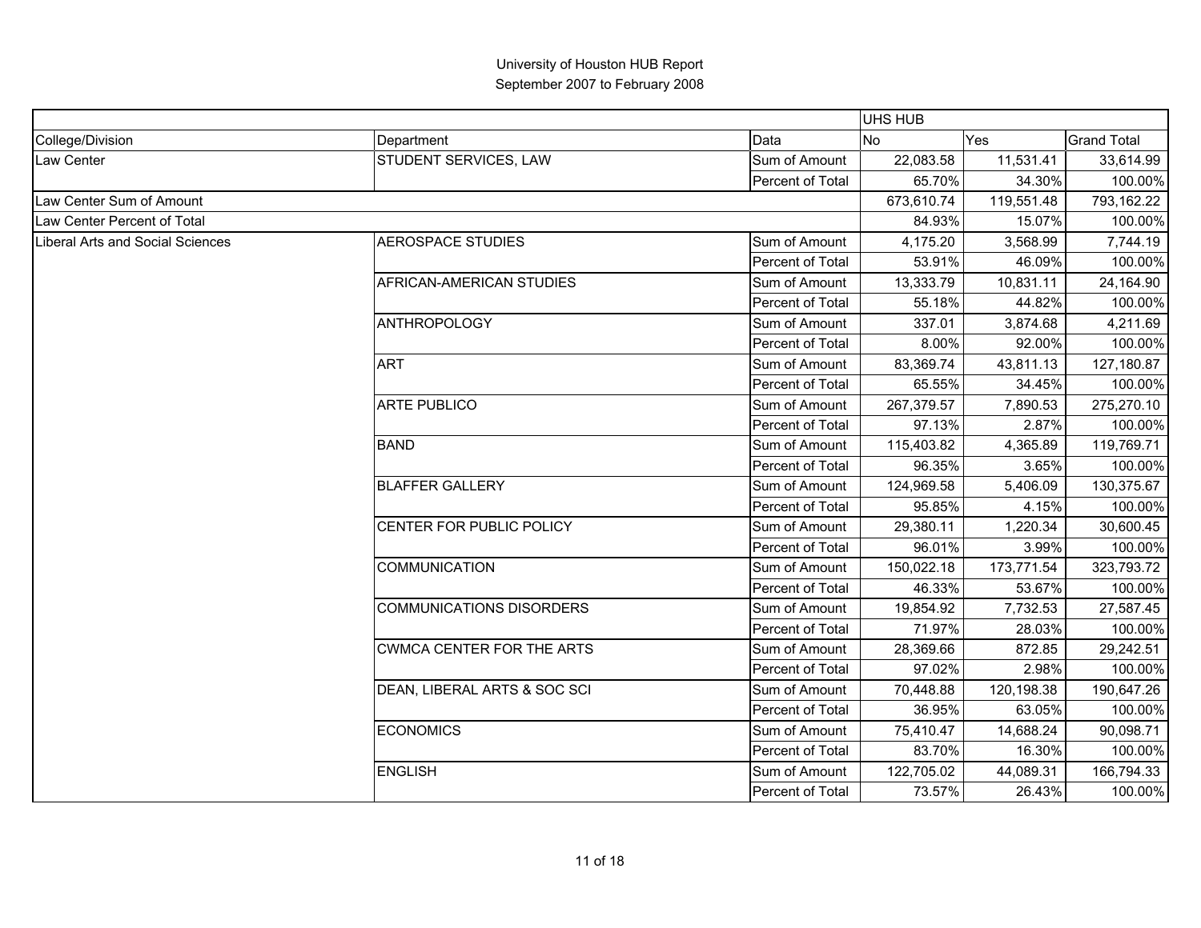# University of Houston HUB Report
## September 2007 to February 2008

| | | | UHS HUB | | |
|---|---|---|---|---|---|
| College/Division | Department | Data | No | Yes | Grand Total |
| Law Center | STUDENT SERVICES, LAW | Sum of Amount | 22,083.58 | 11,531.41 | 33,614.99 |
| | | Percent of Total | 65.70% | 34.30% | 100.00% |
| Law Center Sum of Amount | | | 673,610.74 | 119,551.48 | 793,162.22 |
| Law Center Percent of Total | | | 84.93% | 15.07% | 100.00% |
| Liberal Arts and Social Sciences | AEROSPACE STUDIES | Sum of Amount | 4,175.20 | 3,568.99 | 7,744.19 |
| | | Percent of Total | 53.91% | 46.09% | 100.00% |
| | AFRICAN-AMERICAN STUDIES | Sum of Amount | 13,333.79 | 10,831.11 | 24,164.90 |
| | | Percent of Total | 55.18% | 44.82% | 100.00% |
| | ANTHROPOLOGY | Sum of Amount | 337.01 | 3,874.68 | 4,211.69 |
| | | Percent of Total | 8.00% | 92.00% | 100.00% |
| | ART | Sum of Amount | 83,369.74 | 43,811.13 | 127,180.87 |
| | | Percent of Total | 65.55% | 34.45% | 100.00% |
| | ARTE PUBLICO | Sum of Amount | 267,379.57 | 7,890.53 | 275,270.10 |
| | | Percent of Total | 97.13% | 2.87% | 100.00% |
| | BAND | Sum of Amount | 115,403.82 | 4,365.89 | 119,769.71 |
| | | Percent of Total | 96.35% | 3.65% | 100.00% |
| | BLAFFER GALLERY | Sum of Amount | 124,969.58 | 5,406.09 | 130,375.67 |
| | | Percent of Total | 95.85% | 4.15% | 100.00% |
| | CENTER FOR PUBLIC POLICY | Sum of Amount | 29,380.11 | 1,220.34 | 30,600.45 |
| | | Percent of Total | 96.01% | 3.99% | 100.00% |
| | COMMUNICATION | Sum of Amount | 150,022.18 | 173,771.54 | 323,793.72 |
| | | Percent of Total | 46.33% | 53.67% | 100.00% |
| | COMMUNICATIONS DISORDERS | Sum of Amount | 19,854.92 | 7,732.53 | 27,587.45 |
| | | Percent of Total | 71.97% | 28.03% | 100.00% |
| | CWMCA CENTER FOR THE ARTS | Sum of Amount | 28,369.66 | 872.85 | 29,242.51 |
| | | Percent of Total | 97.02% | 2.98% | 100.00% |
| | DEAN, LIBERAL ARTS & SOC SCI | Sum of Amount | 70,448.88 | 120,198.38 | 190,647.26 |
| | | Percent of Total | 36.95% | 63.05% | 100.00% |
| | ECONOMICS | Sum of Amount | 75,410.47 | 14,688.24 | 90,098.71 |
| | | Percent of Total | 83.70% | 16.30% | 100.00% |
| | ENGLISH | Sum of Amount | 122,705.02 | 44,089.31 | 166,794.33 |
| | | Percent of Total | 73.57% | 26.43% | 100.00% |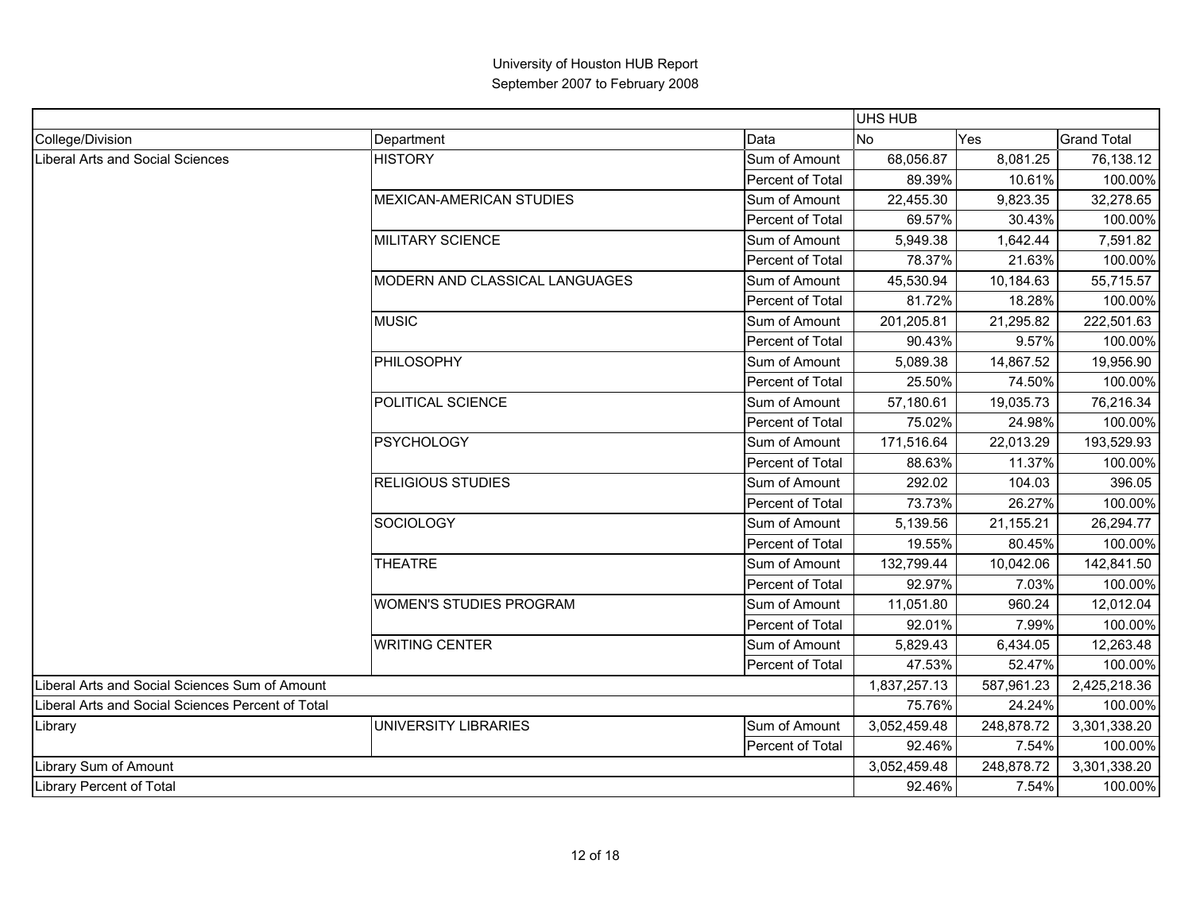# University of Houston HUB Report
## September 2007 to February 2008

| | | | UHS HUB | | |
|---|---|---|---|---|---|
| College/Division | Department | Data | No | Yes | Grand Total |
| Liberal Arts and Social Sciences | HISTORY | Sum of Amount | 68,056.87 | 8,081.25 | 76,138.12 |
| | | Percent of Total | 89.39% | 10.61% | 100.00% |
| | MEXICAN-AMERICAN STUDIES | Sum of Amount | 22,455.30 | 9,823.35 | 32,278.65 |
| | | Percent of Total | 69.57% | 30.43% | 100.00% |
| | MILITARY SCIENCE | Sum of Amount | 5,949.38 | 1,642.44 | 7,591.82 |
| | | Percent of Total | 78.37% | 21.63% | 100.00% |
| | MODERN AND CLASSICAL LANGUAGES | Sum of Amount | 45,530.94 | 10,184.63 | 55,715.57 |
| | | Percent of Total | 81.72% | 18.28% | 100.00% |
| | MUSIC | Sum of Amount | 201,205.81 | 21,295.82 | 222,501.63 |
| | | Percent of Total | 90.43% | 9.57% | 100.00% |
| | PHILOSOPHY | Sum of Amount | 5,089.38 | 14,867.52 | 19,956.90 |
| | | Percent of Total | 25.50% | 74.50% | 100.00% |
| | POLITICAL SCIENCE | Sum of Amount | 57,180.61 | 19,035.73 | 76,216.34 |
| | | Percent of Total | 75.02% | 24.98% | 100.00% |
| | PSYCHOLOGY | Sum of Amount | 171,516.64 | 22,013.29 | 193,529.93 |
| | | Percent of Total | 88.63% | 11.37% | 100.00% |
| | RELIGIOUS STUDIES | Sum of Amount | 292.02 | 104.03 | 396.05 |
| | | Percent of Total | 73.73% | 26.27% | 100.00% |
| | SOCIOLOGY | Sum of Amount | 5,139.56 | 21,155.21 | 26,294.77 |
| | | Percent of Total | 19.55% | 80.45% | 100.00% |
| | THEATRE | Sum of Amount | 132,799.44 | 10,042.06 | 142,841.50 |
| | | Percent of Total | 92.97% | 7.03% | 100.00% |
| | WOMEN'S STUDIES PROGRAM | Sum of Amount | 11,051.80 | 960.24 | 12,012.04 |
| | | Percent of Total | 92.01% | 7.99% | 100.00% |
| | WRITING CENTER | Sum of Amount | 5,829.43 | 6,434.05 | 12,263.48 |
| | | Percent of Total | 47.53% | 52.47% | 100.00% |
| Liberal Arts and Social Sciences Sum of Amount | | | 1,837,257.13 | 587,961.23 | 2,425,218.36 |
| Liberal Arts and Social Sciences Percent of Total | | | 75.76% | 24.24% | 100.00% |
| Library | UNIVERSITY LIBRARIES | Sum of Amount | 3,052,459.48 | 248,878.72 | 3,301,338.20 |
| | | Percent of Total | 92.46% | 7.54% | 100.00% |
| Library Sum of Amount | | | 3,052,459.48 | 248,878.72 | 3,301,338.20 |
| Library Percent of Total | | | 92.46% | 7.54% | 100.00% |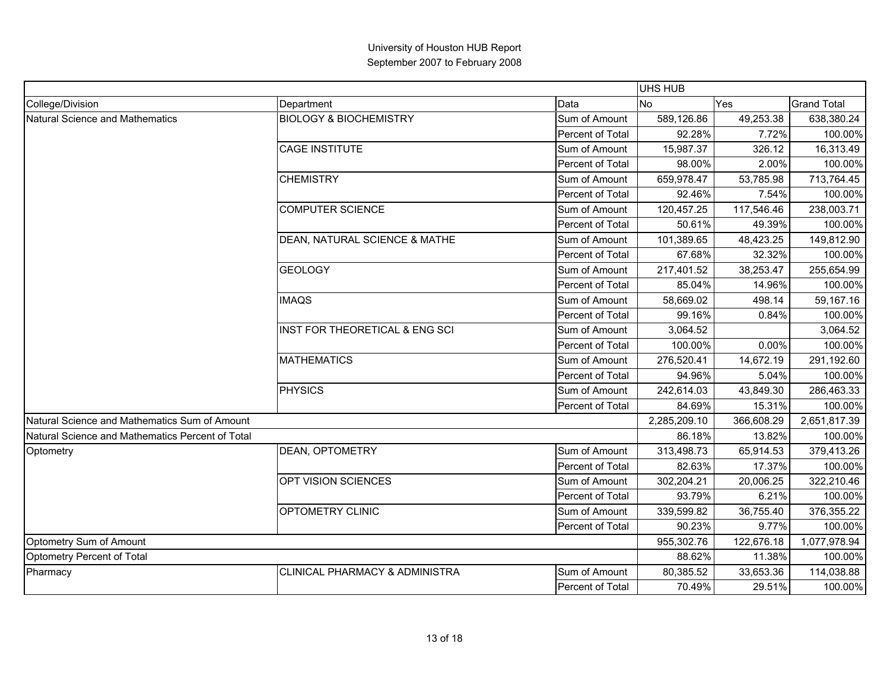# University of Houston HUB Report
## September 2007 to February 2008

| | | | UHS HUB | | |
|---|---|---|---|---|---|
| College/Division | Department | Data | No | Yes | Grand Total |
| Natural Science and Mathematics | BIOLOGY & BIOCHEMISTRY | Sum of Amount | 589,126.86 | 49,253.38 | 638,380.24 |
| | | Percent of Total | 92.28% | 7.72% | 100.00% |
| | CAGE INSTITUTE | Sum of Amount | 15,987.37 | 326.12 | 16,313.49 |
| | | Percent of Total | 98.00% | 2.00% | 100.00% |
| | CHEMISTRY | Sum of Amount | 659,978.47 | 53,785.98 | 713,764.45 |
| | | Percent of Total | 92.46% | 7.54% | 100.00% |
| | COMPUTER SCIENCE | Sum of Amount | 120,457.25 | 117,546.46 | 238,003.71 |
| | | Percent of Total | 50.61% | 49.39% | 100.00% |
| | DEAN, NATURAL SCIENCE & MATHE | Sum of Amount | 101,389.65 | 48,423.25 | 149,812.90 |
| | | Percent of Total | 67.68% | 32.32% | 100.00% |
| | GEOLOGY | Sum of Amount | 217,401.52 | 38,253.47 | 255,654.99 |
| | | Percent of Total | 85.04% | 14.96% | 100.00% |
| | IMAQS | Sum of Amount | 58,669.02 | 498.14 | 59,167.16 |
| | | Percent of Total | 99.16% | 0.84% | 100.00% |
| | INST FOR THEORETICAL & ENG SCI | Sum of Amount | 3,064.52 | | 3,064.52 |
| | | Percent of Total | 100.00% | 0.00% | 100.00% |
| | MATHEMATICS | Sum of Amount | 276,520.41 | 14,672.19 | 291,192.60 |
| | | Percent of Total | 94.96% | 5.04% | 100.00% |
| | PHYSICS | Sum of Amount | 242,614.03 | 43,849.30 | 286,463.33 |
| | | Percent of Total | 84.69% | 15.31% | 100.00% |
| Natural Science and Mathematics Sum of Amount | | | 2,285,209.10 | 366,608.29 | 2,651,817.39 |
| Natural Science and Mathematics Percent of Total | | | 86.18% | 13.82% | 100.00% |
| Optometry | DEAN, OPTOMETRY | Sum of Amount | 313,498.73 | 65,914.53 | 379,413.26 |
| | | Percent of Total | 82.63% | 17.37% | 100.00% |
| | OPT VISION SCIENCES | Sum of Amount | 302,204.21 | 20,006.25 | 322,210.46 |
| | | Percent of Total | 93.79% | 6.21% | 100.00% |
| | OPTOMETRY CLINIC | Sum of Amount | 339,599.82 | 36,755.40 | 376,355.22 |
| | | Percent of Total | 90.23% | 9.77% | 100.00% |
| Optometry Sum of Amount | | | 955,302.76 | 122,676.18 | 1,077,978.94 |
| Optometry Percent of Total | | | 88.62% | 11.38% | 100.00% |
| Pharmacy | CLINICAL PHARMACY & ADMINISTRA | Sum of Amount | 80,385.52 | 33,653.36 | 114,038.88 |
| | | Percent of Total | 70.49% | 29.51% | 100.00% |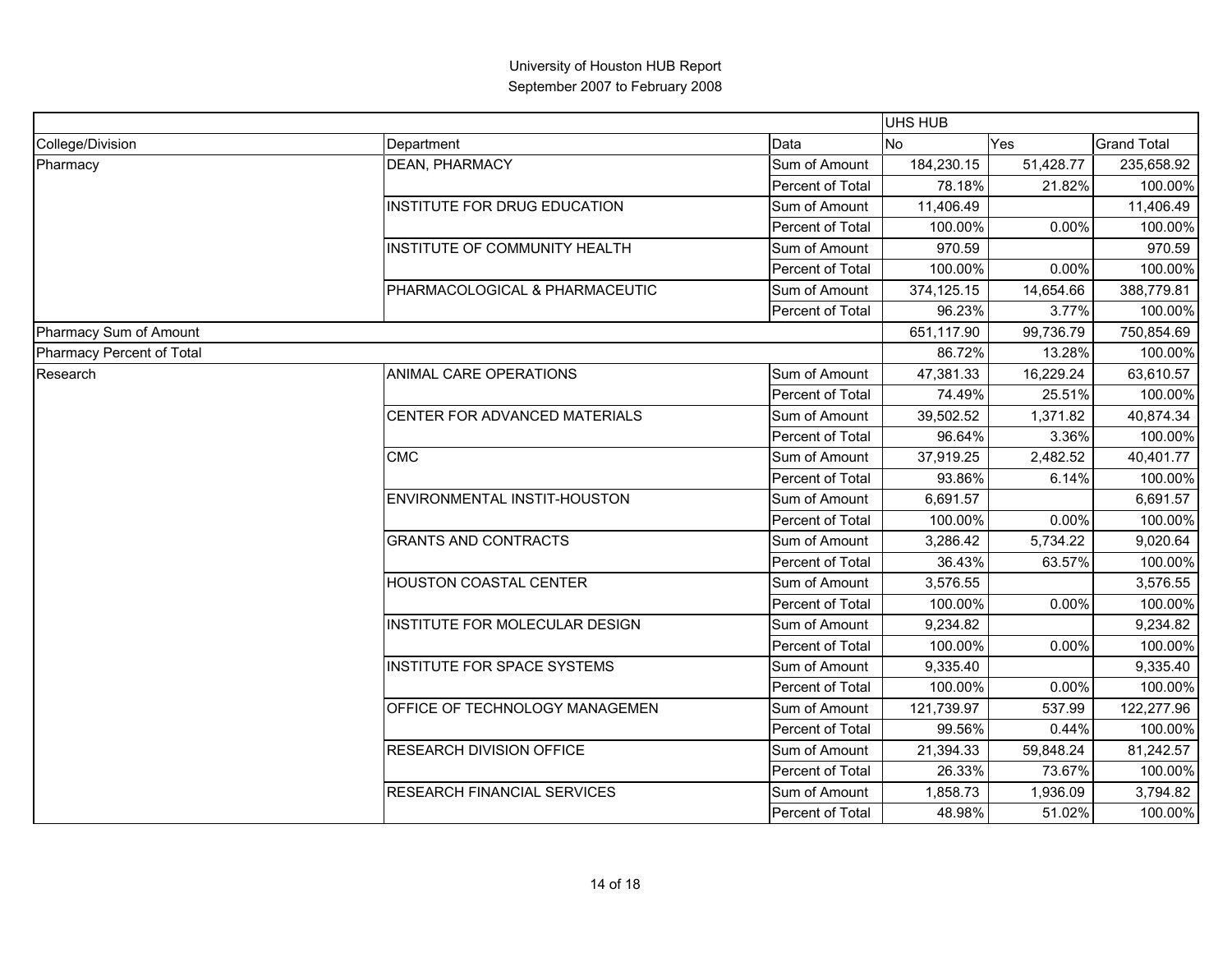# University of Houston HUB Report
## September 2007 to February 2008

| | | | UHS HUB | | |
|---|---|---|---|---|---|
| College/Division | Department | Data | No | Yes | Grand Total |
| Pharmacy | DEAN, PHARMACY | Sum of Amount | 184,230.15 | 51,428.77 | 235,658.92 |
| | | Percent of Total | 78.18% | 21.82% | 100.00% |
| | INSTITUTE FOR DRUG EDUCATION | Sum of Amount | 11,406.49 | | 11,406.49 |
| | | Percent of Total | 100.00% | 0.00% | 100.00% |
| | INSTITUTE OF COMMUNITY HEALTH | Sum of Amount | 970.59 | | 970.59 |
| | | Percent of Total | 100.00% | 0.00% | 100.00% |
| | PHARMACOLOGICAL & PHARMACEUTIC | Sum of Amount | 374,125.15 | 14,654.66 | 388,779.81 |
| | | Percent of Total | 96.23% | 3.77% | 100.00% |
| Pharmacy Sum of Amount | | | 651,117.90 | 99,736.79 | 750,854.69 |
| Pharmacy Percent of Total | | | 86.72% | 13.28% | 100.00% |
| Research | ANIMAL CARE OPERATIONS | Sum of Amount | 47,381.33 | 16,229.24 | 63,610.57 |
| | | Percent of Total | 74.49% | 25.51% | 100.00% |
| | CENTER FOR ADVANCED MATERIALS | Sum of Amount | 39,502.52 | 1,371.82 | 40,874.34 |
| | | Percent of Total | 96.64% | 3.36% | 100.00% |
| | CMC | Sum of Amount | 37,919.25 | 2,482.52 | 40,401.77 |
| | | Percent of Total | 93.86% | 6.14% | 100.00% |
| | ENVIRONMENTAL INSTIT-HOUSTON | Sum of Amount | 6,691.57 | | 6,691.57 |
| | | Percent of Total | 100.00% | 0.00% | 100.00% |
| | GRANTS AND CONTRACTS | Sum of Amount | 3,286.42 | 5,734.22 | 9,020.64 |
| | | Percent of Total | 36.43% | 63.57% | 100.00% |
| | HOUSTON COASTAL CENTER | Sum of Amount | 3,576.55 | | 3,576.55 |
| | | Percent of Total | 100.00% | 0.00% | 100.00% |
| | INSTITUTE FOR MOLECULAR DESIGN | Sum of Amount | 9,234.82 | | 9,234.82 |
| | | Percent of Total | 100.00% | 0.00% | 100.00% |
| | INSTITUTE FOR SPACE SYSTEMS | Sum of Amount | 9,335.40 | | 9,335.40 |
| | | Percent of Total | 100.00% | 0.00% | 100.00% |
| | OFFICE OF TECHNOLOGY MANAGEMEN | Sum of Amount | 121,739.97 | 537.99 | 122,277.96 |
| | | Percent of Total | 99.56% | 0.44% | 100.00% |
| | RESEARCH DIVISION OFFICE | Sum of Amount | 21,394.33 | 59,848.24 | 81,242.57 |
| | | Percent of Total | 26.33% | 73.67% | 100.00% |
| | RESEARCH FINANCIAL SERVICES | Sum of Amount | 1,858.73 | 1,936.09 | 3,794.82 |
| | | Percent of Total | 48.98% | 51.02% | 100.00% |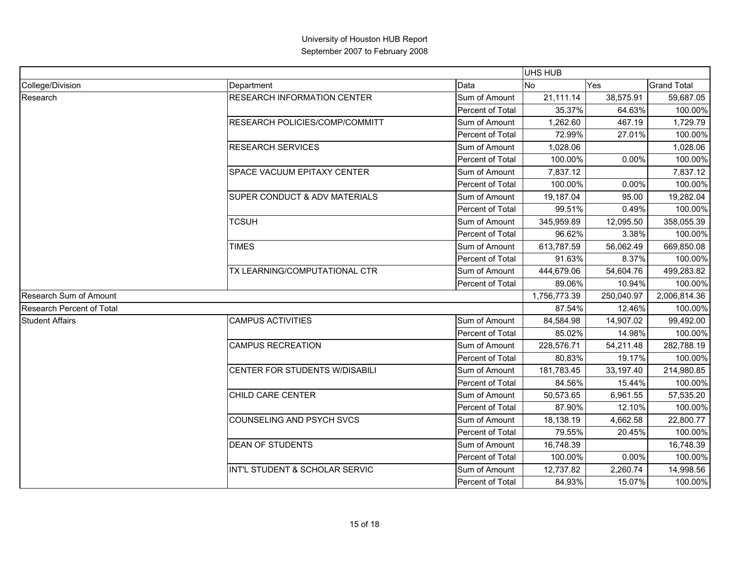# University of Houston HUB Report
## September 2007 to February 2008

| | | | UHS HUB | | |
|---|---|---|---|---|---|
| College/Division | Department | Data | No | Yes | Grand Total |
| Research | RESEARCH INFORMATION CENTER | Sum of Amount | 21,111.14 | 38,575.91 | 59,687.05 |
| | | Percent of Total | 35.37% | 64.63% | 100.00% |
| | RESEARCH POLICIES/COMP/COMMITT | Sum of Amount | 1,262.60 | 467.19 | 1,729.79 |
| | | Percent of Total | 72.99% | 27.01% | 100.00% |
| | RESEARCH SERVICES | Sum of Amount | 1,028.06 | | 1,028.06 |
| | | Percent of Total | 100.00% | 0.00% | 100.00% |
| | SPACE VACUUM EPITAXY CENTER | Sum of Amount | 7,837.12 | | 7,837.12 |
| | | Percent of Total | 100.00% | 0.00% | 100.00% |
| | SUPER CONDUCT & ADV MATERIALS | Sum of Amount | 19,187.04 | 95.00 | 19,282.04 |
| | | Percent of Total | 99.51% | 0.49% | 100.00% |
| | TCSUH | Sum of Amount | 345,959.89 | 12,095.50 | 358,055.39 |
| | | Percent of Total | 96.62% | 3.38% | 100.00% |
| | TIMES | Sum of Amount | 613,787.59 | 56,062.49 | 669,850.08 |
| | | Percent of Total | 91.63% | 8.37% | 100.00% |
| | TX LEARNING/COMPUTATIONAL CTR | Sum of Amount | 444,679.06 | 54,604.76 | 499,283.82 |
| | | Percent of Total | 89.06% | 10.94% | 100.00% |
| Research Sum of Amount | | | 1,756,773.39 | 250,040.97 | 2,006,814.36 |
| Research Percent of Total | | | 87.54% | 12.46% | 100.00% |
| Student Affairs | CAMPUS ACTIVITIES | Sum of Amount | 84,584.98 | 14,907.02 | 99,492.00 |
| | | Percent of Total | 85.02% | 14.98% | 100.00% |
| | CAMPUS RECREATION | Sum of Amount | 228,576.71 | 54,211.48 | 282,788.19 |
| | | Percent of Total | 80.83% | 19.17% | 100.00% |
| | CENTER FOR STUDENTS W/DISABILI | Sum of Amount | 181,783.45 | 33,197.40 | 214,980.85 |
| | | Percent of Total | 84.56% | 15.44% | 100.00% |
| | CHILD CARE CENTER | Sum of Amount | 50,573.65 | 6,961.55 | 57,535.20 |
| | | Percent of Total | 87.90% | 12.10% | 100.00% |
| | COUNSELING AND PSYCH SVCS | Sum of Amount | 18,138.19 | 4,662.58 | 22,800.77 |
| | | Percent of Total | 79.55% | 20.45% | 100.00% |
| | DEAN OF STUDENTS | Sum of Amount | 16,748.39 | | 16,748.39 |
| | | Percent of Total | 100.00% | 0.00% | 100.00% |
| | INT'L STUDENT & SCHOLAR SERVIC | Sum of Amount | 12,737.82 | 2,260.74 | 14,998.56 |
| | | Percent of Total | 84.93% | 15.07% | 100.00% |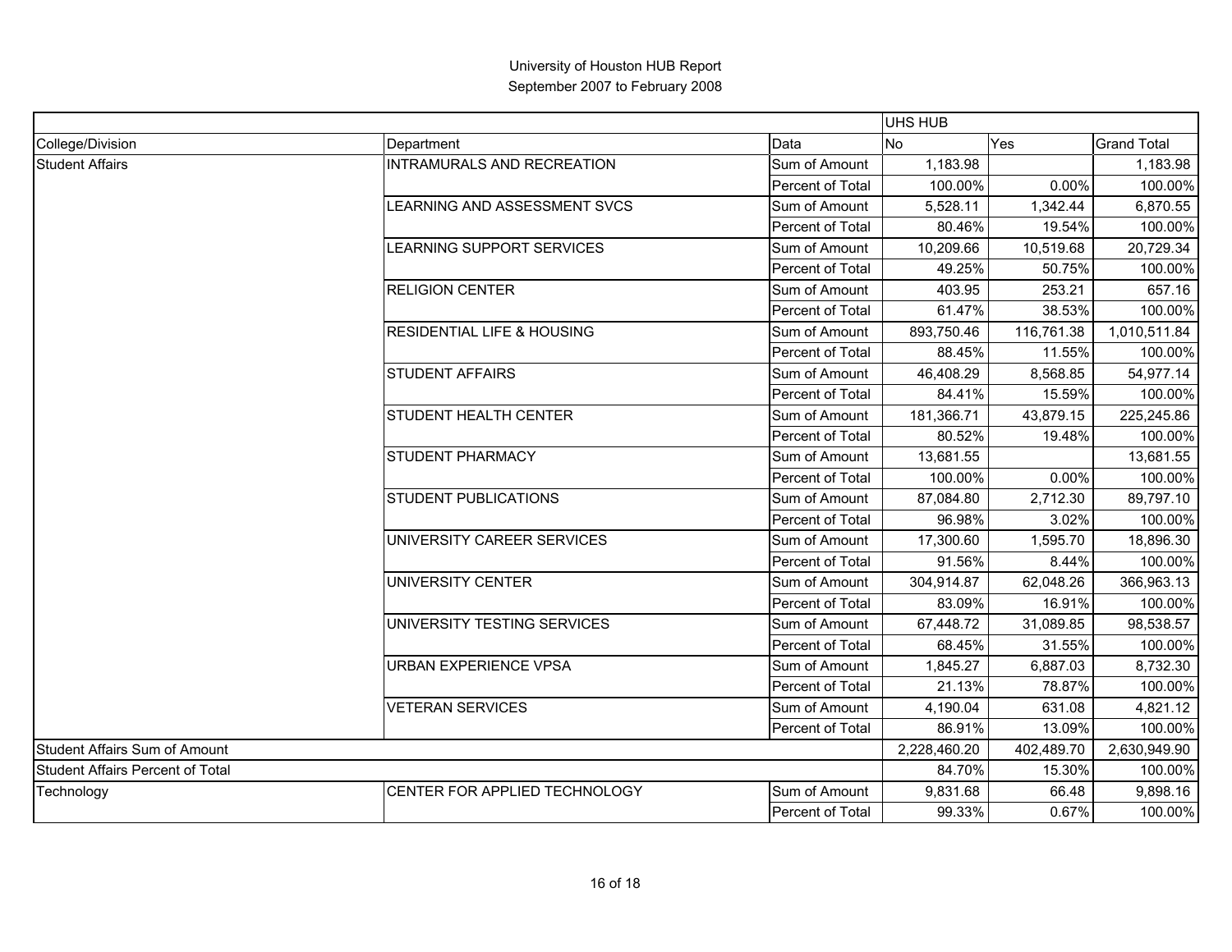# University of Houston HUB Report

September 2007 to February 2008

| | | | UHS HUB | | |
|---|---|---|---|---|---|
| College/Division | Department | Data | No | Yes | Grand Total |
| Student Affairs | INTRAMURALS AND RECREATION | Sum of Amount | 1,183.98 | | 1,183.98 |
| | | Percent of Total | 100.00% | 0.00% | 100.00% |
| | LEARNING AND ASSESSMENT SVCS | Sum of Amount | 5,528.11 | 1,342.44 | 6,870.55 |
| | | Percent of Total | 80.46% | 19.54% | 100.00% |
| | LEARNING SUPPORT SERVICES | Sum of Amount | 10,209.66 | 10,519.68 | 20,729.34 |
| | | Percent of Total | 49.25% | 50.75% | 100.00% |
| | RELIGION CENTER | Sum of Amount | 403.95 | 253.21 | 657.16 |
| | | Percent of Total | 61.47% | 38.53% | 100.00% |
| | RESIDENTIAL LIFE & HOUSING | Sum of Amount | 893,750.46 | 116,761.38 | 1,010,511.84 |
| | | Percent of Total | 88.45% | 11.55% | 100.00% |
| | STUDENT AFFAIRS | Sum of Amount | 46,408.29 | 8,568.85 | 54,977.14 |
| | | Percent of Total | 84.41% | 15.59% | 100.00% |
| | STUDENT HEALTH CENTER | Sum of Amount | 181,366.71 | 43,879.15 | 225,245.86 |
| | | Percent of Total | 80.52% | 19.48% | 100.00% |
| | STUDENT PHARMACY | Sum of Amount | 13,681.55 | | 13,681.55 |
| | | Percent of Total | 100.00% | 0.00% | 100.00% |
| | STUDENT PUBLICATIONS | Sum of Amount | 87,084.80 | 2,712.30 | 89,797.10 |
| | | Percent of Total | 96.98% | 3.02% | 100.00% |
| | UNIVERSITY CAREER SERVICES | Sum of Amount | 17,300.60 | 1,595.70 | 18,896.30 |
| | | Percent of Total | 91.56% | 8.44% | 100.00% |
| | UNIVERSITY CENTER | Sum of Amount | 304,914.87 | 62,048.26 | 366,963.13 |
| | | Percent of Total | 83.09% | 16.91% | 100.00% |
| | UNIVERSITY TESTING SERVICES | Sum of Amount | 67,448.72 | 31,089.85 | 98,538.57 |
| | | Percent of Total | 68.45% | 31.55% | 100.00% |
| | URBAN EXPERIENCE VPSA | Sum of Amount | 1,845.27 | 6,887.03 | 8,732.30 |
| | | Percent of Total | 21.13% | 78.87% | 100.00% |
| | VETERAN SERVICES | Sum of Amount | 4,190.04 | 631.08 | 4,821.12 |
| | | Percent of Total | 86.91% | 13.09% | 100.00% |
| Student Affairs Sum of Amount | | | 2,228,460.20 | 402,489.70 | 2,630,949.90 |
| Student Affairs Percent of Total | | | 84.70% | 15.30% | 100.00% |
| Technology | CENTER FOR APPLIED TECHNOLOGY | Sum of Amount | 9,831.68 | 66.48 | 9,898.16 |
| | | Percent of Total | 99.33% | 0.67% | 100.00% |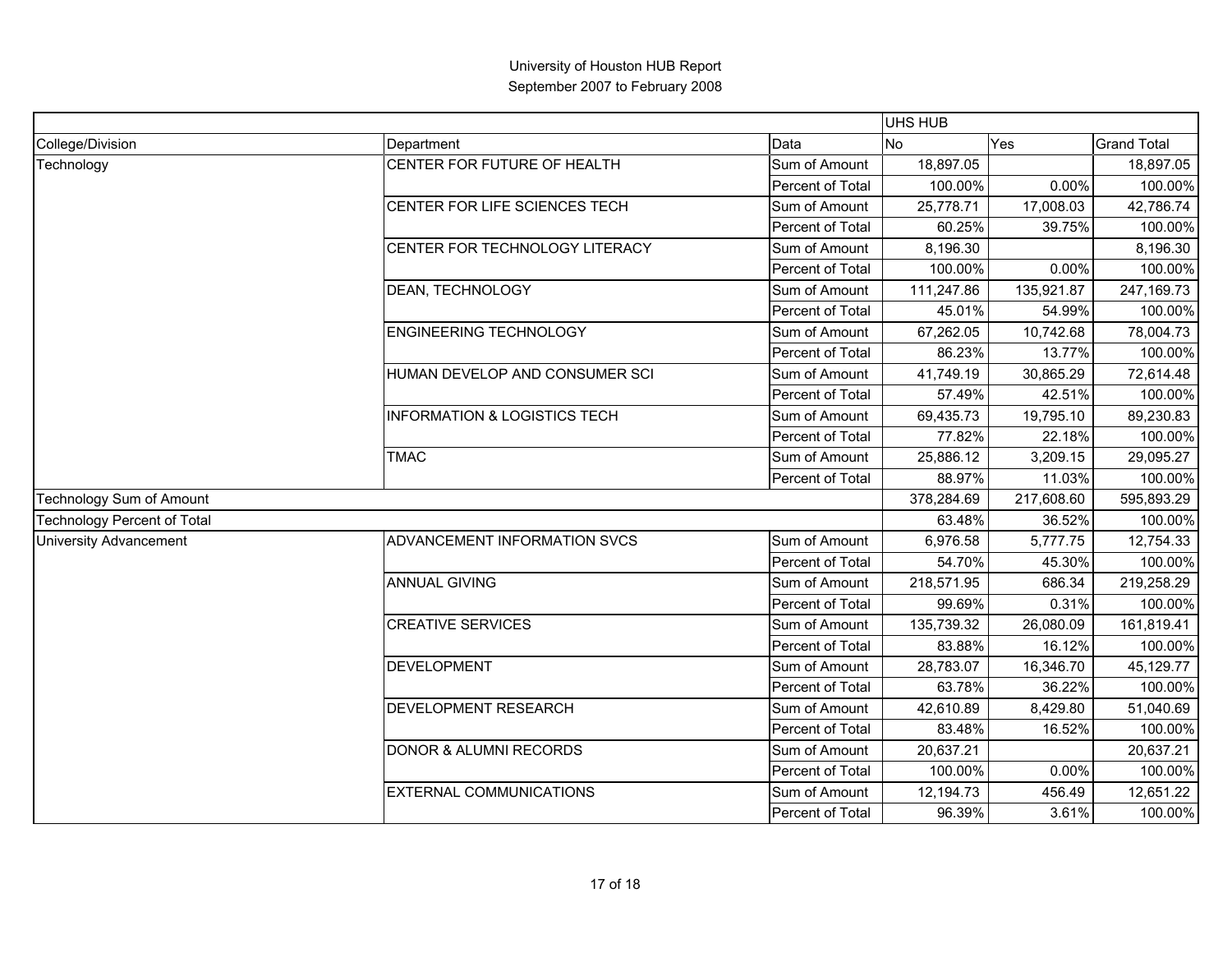# University of Houston HUB Report
## September 2007 to February 2008

| | | | UHS HUB | | |
|---|---|---|---|---|---|
| College/Division | Department | Data | No | Yes | Grand Total |
| Technology | CENTER FOR FUTURE OF HEALTH | Sum of Amount | 18,897.05 | | 18,897.05 |
| | | Percent of Total | 100.00% | 0.00% | 100.00% |
| | CENTER FOR LIFE SCIENCES TECH | Sum of Amount | 25,778.71 | 17,008.03 | 42,786.74 |
| | | Percent of Total | 60.25% | 39.75% | 100.00% |
| | CENTER FOR TECHNOLOGY LITERACY | Sum of Amount | 8,196.30 | | 8,196.30 |
| | | Percent of Total | 100.00% | 0.00% | 100.00% |
| | DEAN, TECHNOLOGY | Sum of Amount | 111,247.86 | 135,921.87 | 247,169.73 |
| | | Percent of Total | 45.01% | 54.99% | 100.00% |
| | ENGINEERING TECHNOLOGY | Sum of Amount | 67,262.05 | 10,742.68 | 78,004.73 |
| | | Percent of Total | 86.23% | 13.77% | 100.00% |
| | HUMAN DEVELOP AND CONSUMER SCI | Sum of Amount | 41,749.19 | 30,865.29 | 72,614.48 |
| | | Percent of Total | 57.49% | 42.51% | 100.00% |
| | INFORMATION & LOGISTICS TECH | Sum of Amount | 69,435.73 | 19,795.10 | 89,230.83 |
| | | Percent of Total | 77.82% | 22.18% | 100.00% |
| | TMAC | Sum of Amount | 25,886.12 | 3,209.15 | 29,095.27 |
| | | Percent of Total | 88.97% | 11.03% | 100.00% |
| Technology Sum of Amount | | | 378,284.69 | 217,608.60 | 595,893.29 |
| Technology Percent of Total | | | 63.48% | 36.52% | 100.00% |
| University Advancement | ADVANCEMENT INFORMATION SVCS | Sum of Amount | 6,976.58 | 5,777.75 | 12,754.33 |
| | | Percent of Total | 54.70% | 45.30% | 100.00% |
| | ANNUAL GIVING | Sum of Amount | 218,571.95 | 686.34 | 219,258.29 |
| | | Percent of Total | 99.69% | 0.31% | 100.00% |
| | CREATIVE SERVICES | Sum of Amount | 135,739.32 | 26,080.09 | 161,819.41 |
| | | Percent of Total | 83.88% | 16.12% | 100.00% |
| | DEVELOPMENT | Sum of Amount | 28,783.07 | 16,346.70 | 45,129.77 |
| | | Percent of Total | 63.78% | 36.22% | 100.00% |
| | DEVELOPMENT RESEARCH | Sum of Amount | 42,610.89 | 8,429.80 | 51,040.69 |
| | | Percent of Total | 83.48% | 16.52% | 100.00% |
| | DONOR & ALUMNI RECORDS | Sum of Amount | 20,637.21 | | 20,637.21 |
| | | Percent of Total | 100.00% | 0.00% | 100.00% |
| | EXTERNAL COMMUNICATIONS | Sum of Amount | 12,194.73 | 456.49 | 12,651.22 |
| | | Percent of Total | 96.39% | 3.61% | 100.00% |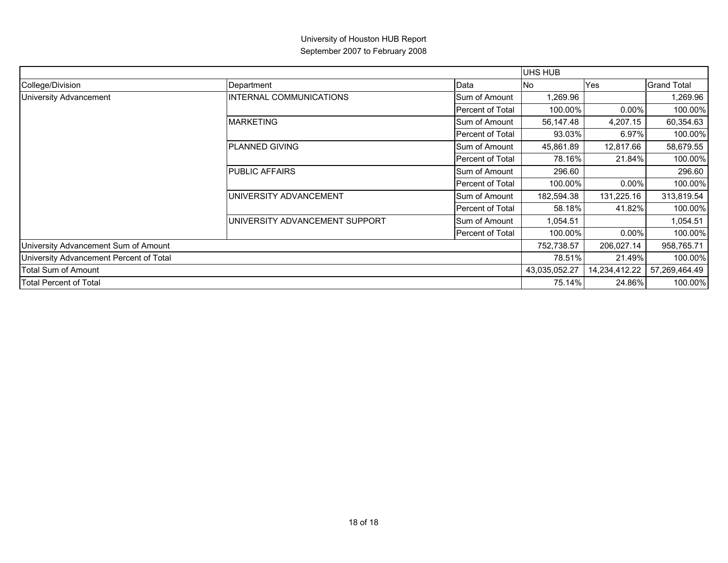University of Houston HUB Report
September 2007 to February 2008

| | | | UHS HUB | | |
|---|---|---|---|---|---|
| College/Division | Department | Data | No | Yes | Grand Total |
| University Advancement | INTERNAL COMMUNICATIONS | Sum of Amount | 1,269.96 | | 1,269.96 |
| | | Percent of Total | 100.00% | 0.00% | 100.00% |
| | MARKETING | Sum of Amount | 56,147.48 | 4,207.15 | 60,354.63 |
| | | Percent of Total | 93.03% | 6.97% | 100.00% |
| | PLANNED GIVING | Sum of Amount | 45,861.89 | 12,817.66 | 58,679.55 |
| | | Percent of Total | 78.16% | 21.84% | 100.00% |
| | PUBLIC AFFAIRS | Sum of Amount | 296.60 | | 296.60 |
| | | Percent of Total | 100.00% | 0.00% | 100.00% |
| | UNIVERSITY ADVANCEMENT | Sum of Amount | 182,594.38 | 131,225.16 | 313,819.54 |
| | | Percent of Total | 58.18% | 41.82% | 100.00% |
| | UNIVERSITY ADVANCEMENT SUPPORT | Sum of Amount | 1,054.51 | | 1,054.51 |
| | | Percent of Total | 100.00% | 0.00% | 100.00% |
| University Advancement Sum of Amount | | | 752,738.57 | 206,027.14 | 958,765.71 |
| University Advancement Percent of Total | | | 78.51% | 21.49% | 100.00% |
| Total Sum of Amount | | | 43,035,052.27 | 14,234,412.22 | 57,269,464.49 |
| Total Percent of Total | | | 75.14% | 24.86% | 100.00% |